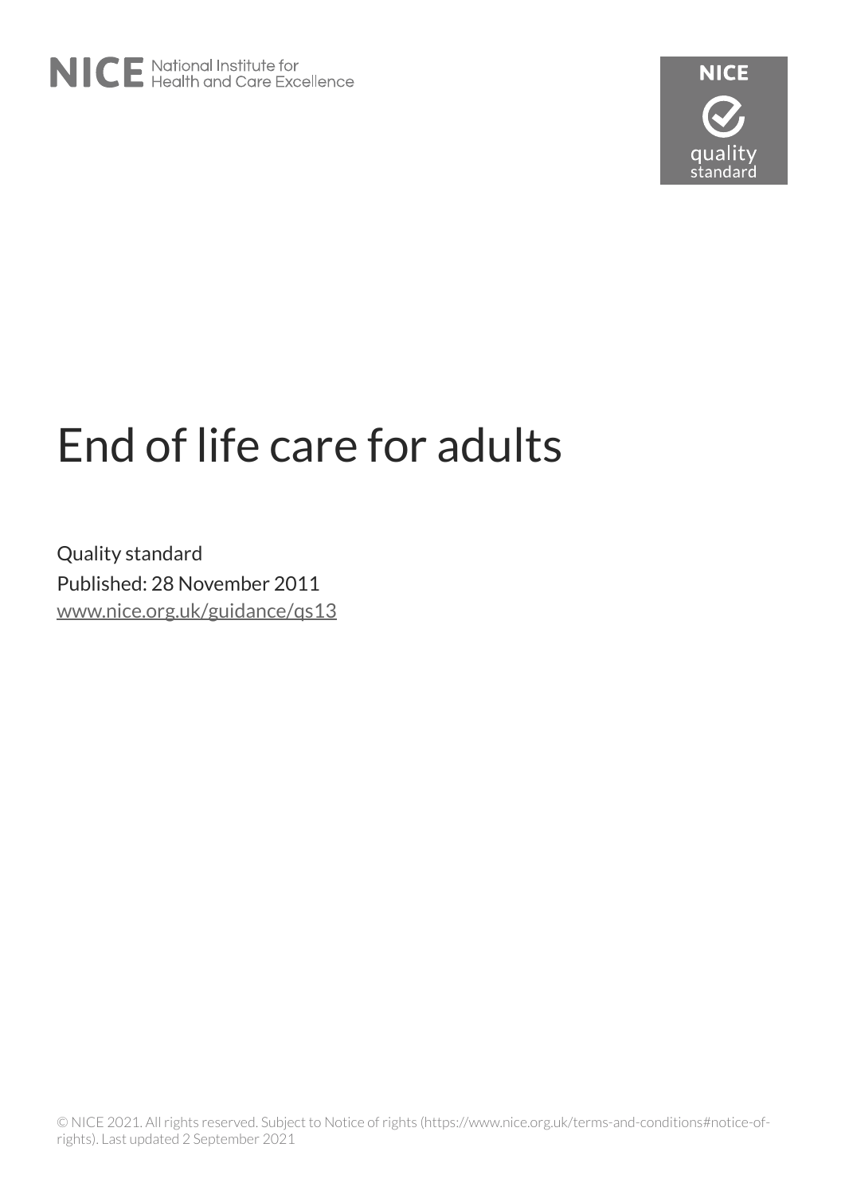NICE National Institute for Health and Care Excellence

NICE quality standard

# End of life care for adults

Quality standard

Published: 28 November 2011

www.nice.org.uk/guidance/qs13

© NICE 2021. All rights reserved. Subject to Notice of rights (https://www.nice.org.uk/terms-and-conditions#notice-of-rights). Last updated 2 September 2021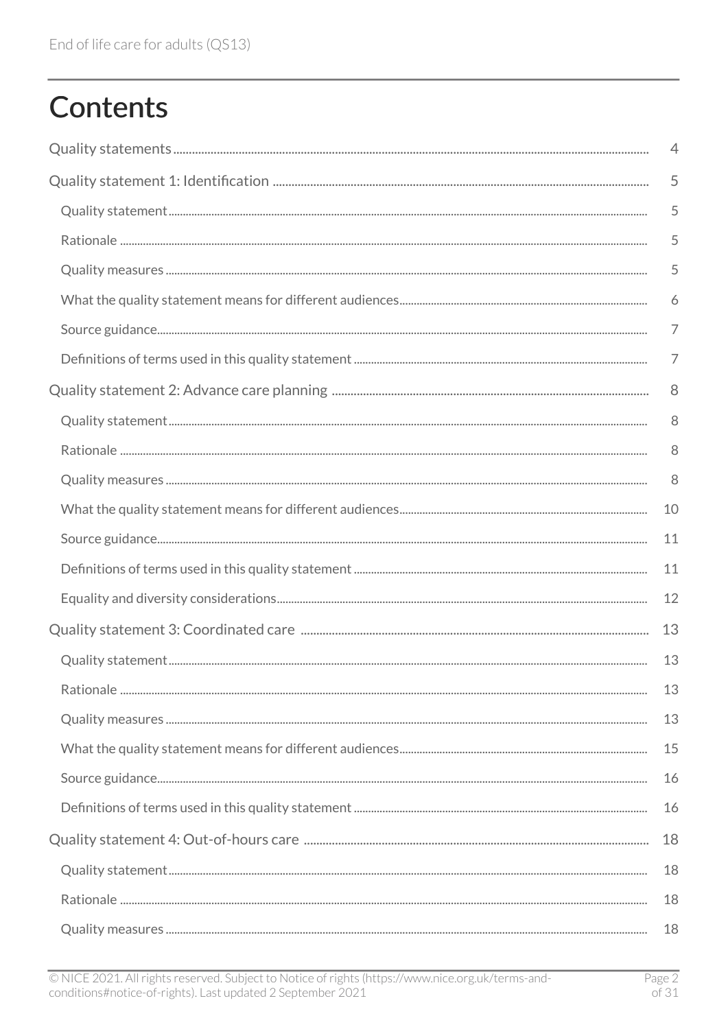# Contents

Quality statements 4

Quality statement 1: Identification 5

- Quality statement 5
- Rationale 5
- Quality measures 5
- What the quality statement means for different audiences 6
- Source guidance 7
- Definitions of terms used in this quality statement 7

Quality statement 2: Advance care planning 8

- Quality statement 8
- Rationale 8
- Quality measures 8
- What the quality statement means for different audiences 10
- Source guidance 11
- Definitions of terms used in this quality statement 11
- Equality and diversity considerations 12

Quality statement 3: Coordinated care 13

- Quality statement 13
- Rationale 13
- Quality measures 13
- What the quality statement means for different audiences 15
- Source guidance 16
- Definitions of terms used in this quality statement 16

Quality statement 4: Out-of-hours care 18

- Quality statement 18
- Rationale 18
- Quality measures 18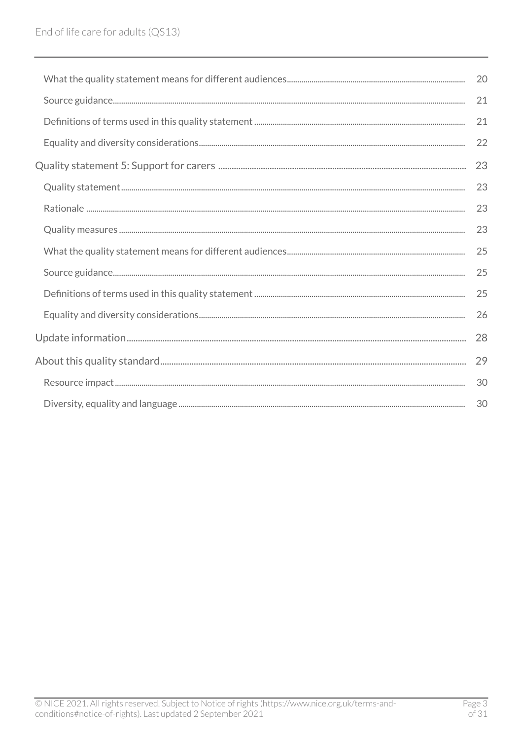What the quality statement means for different audiences ........ 20

Source guidance ........ 21

Definitions of terms used in this quality statement ........ 21

Equality and diversity considerations ........ 22

Quality statement 5: Support for carers ........ 23

Quality statement ........ 23

Rationale ........ 23

Quality measures ........ 23

What the quality statement means for different audiences ........ 25

Source guidance ........ 25

Definitions of terms used in this quality statement ........ 25

Equality and diversity considerations ........ 26

Update information ........ 28

About this quality standard ........ 29

Resource impact ........ 30

Diversity, equality and language ........ 30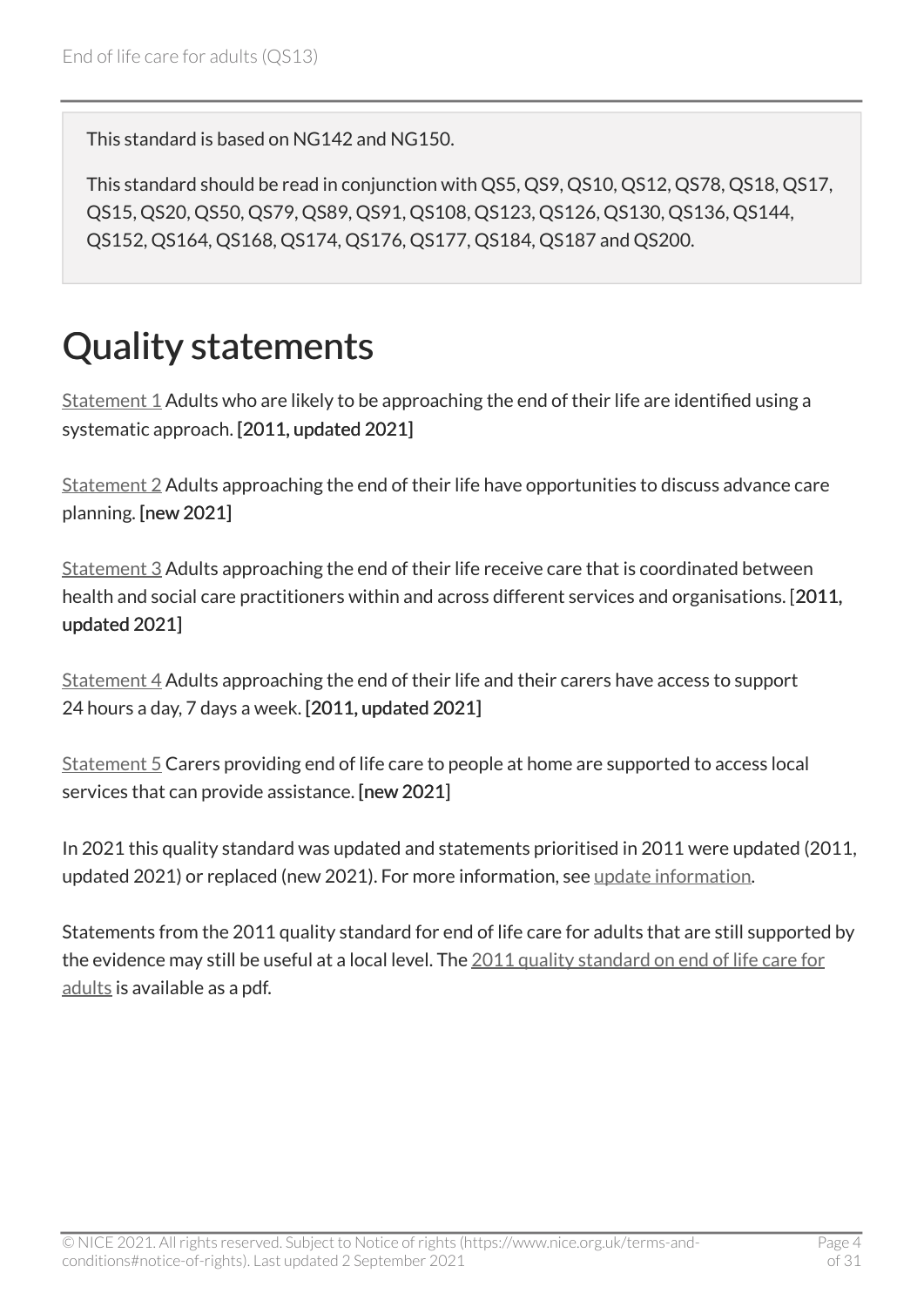This standard is based on NG142 and NG150.

This standard should be read in conjunction with QS5, QS9, QS10, QS12, QS78, QS18, QS17, QS15, QS20, QS50, QS79, QS89, QS91, QS108, QS123, QS126, QS130, QS136, QS144, QS152, QS164, QS168, QS174, QS176, QS177, QS184, QS187 and QS200.

# Quality statements

Statement 1 Adults who are likely to be approaching the end of their life are identified using a systematic approach. **[2011, updated 2021]**

Statement 2 Adults approaching the end of their life have opportunities to discuss advance care planning. **[new 2021]**

Statement 3 Adults approaching the end of their life receive care that is coordinated between health and social care practitioners within and across different services and organisations. [**2011, updated 2021]**

Statement 4 Adults approaching the end of their life and their carers have access to support 24 hours a day, 7 days a week. **[2011, updated 2021]**

Statement 5 Carers providing end of life care to people at home are supported to access local services that can provide assistance. **[new 2021]**

In 2021 this quality standard was updated and statements prioritised in 2011 were updated (2011, updated 2021) or replaced (new 2021). For more information, see update information.

Statements from the 2011 quality standard for end of life care for adults that are still supported by the evidence may still be useful at a local level. The 2011 quality standard on end of life care for adults is available as a pdf.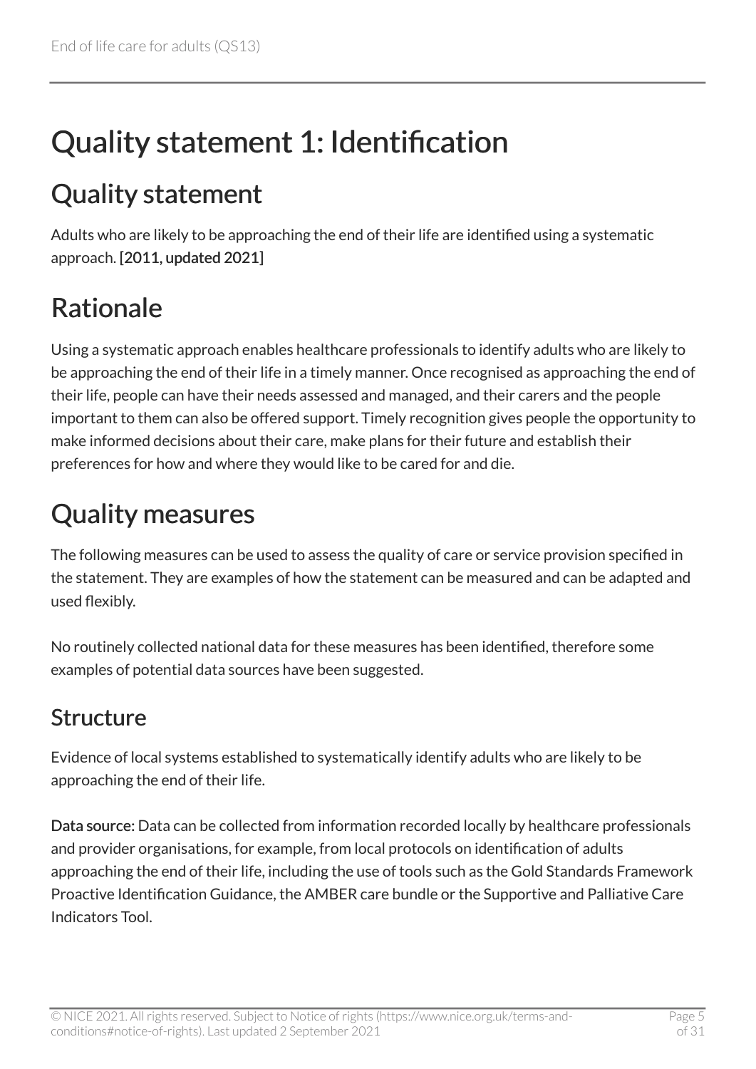# Quality statement 1: Identification

## Quality statement

Adults who are likely to be approaching the end of their life are identified using a systematic approach. **[2011, updated 2021]**

## Rationale

Using a systematic approach enables healthcare professionals to identify adults who are likely to be approaching the end of their life in a timely manner. Once recognised as approaching the end of their life, people can have their needs assessed and managed, and their carers and the people important to them can also be offered support. Timely recognition gives people the opportunity to make informed decisions about their care, make plans for their future and establish their preferences for how and where they would like to be cared for and die.

## Quality measures

The following measures can be used to assess the quality of care or service provision specified in the statement. They are examples of how the statement can be measured and can be adapted and used flexibly.

No routinely collected national data for these measures has been identified, therefore some examples of potential data sources have been suggested.

### Structure

Evidence of local systems established to systematically identify adults who are likely to be approaching the end of their life.

**Data source:** Data can be collected from information recorded locally by healthcare professionals and provider organisations, for example, from local protocols on identification of adults approaching the end of their life, including the use of tools such as the Gold Standards Framework Proactive Identification Guidance, the AMBER care bundle or the Supportive and Palliative Care Indicators Tool.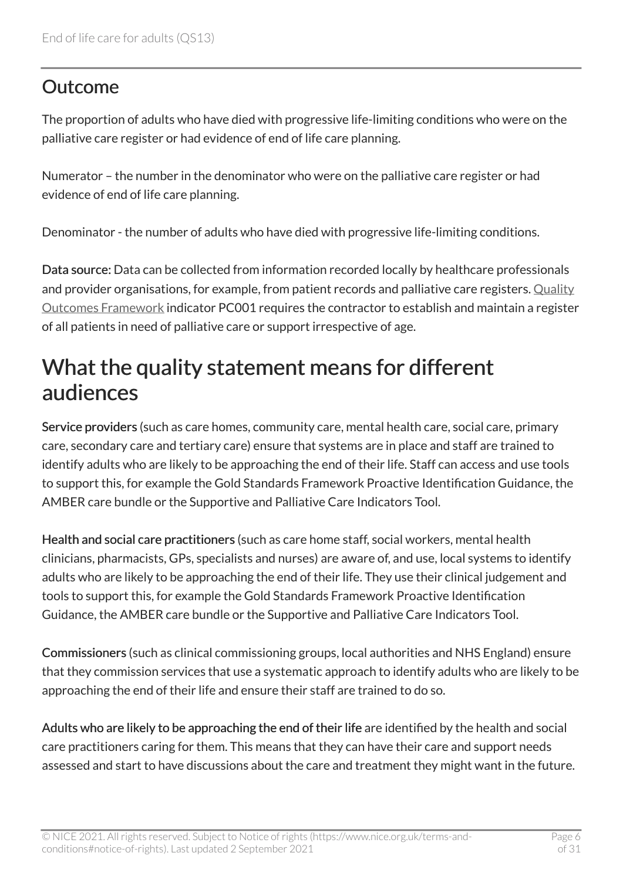## Outcome

The proportion of adults who have died with progressive life-limiting conditions who were on the palliative care register or had evidence of end of life care planning.

Numerator – the number in the denominator who were on the palliative care register or had evidence of end of life care planning.

Denominator - the number of adults who have died with progressive life-limiting conditions.

**Data source:** Data can be collected from information recorded locally by healthcare professionals and provider organisations, for example, from patient records and palliative care registers. Quality Outcomes Framework indicator PC001 requires the contractor to establish and maintain a register of all patients in need of palliative care or support irrespective of age.

# What the quality statement means for different audiences

**Service providers** (such as care homes, community care, mental health care, social care, primary care, secondary care and tertiary care) ensure that systems are in place and staff are trained to identify adults who are likely to be approaching the end of their life. Staff can access and use tools to support this, for example the Gold Standards Framework Proactive Identification Guidance, the AMBER care bundle or the Supportive and Palliative Care Indicators Tool.

**Health and social care practitioners** (such as care home staff, social workers, mental health clinicians, pharmacists, GPs, specialists and nurses) are aware of, and use, local systems to identify adults who are likely to be approaching the end of their life. They use their clinical judgement and tools to support this, for example the Gold Standards Framework Proactive Identification Guidance, the AMBER care bundle or the Supportive and Palliative Care Indicators Tool.

**Commissioners** (such as clinical commissioning groups, local authorities and NHS England) ensure that they commission services that use a systematic approach to identify adults who are likely to be approaching the end of their life and ensure their staff are trained to do so.

**Adults who are likely to be approaching the end of their life** are identified by the health and social care practitioners caring for them. This means that they can have their care and support needs assessed and start to have discussions about the care and treatment they might want in the future.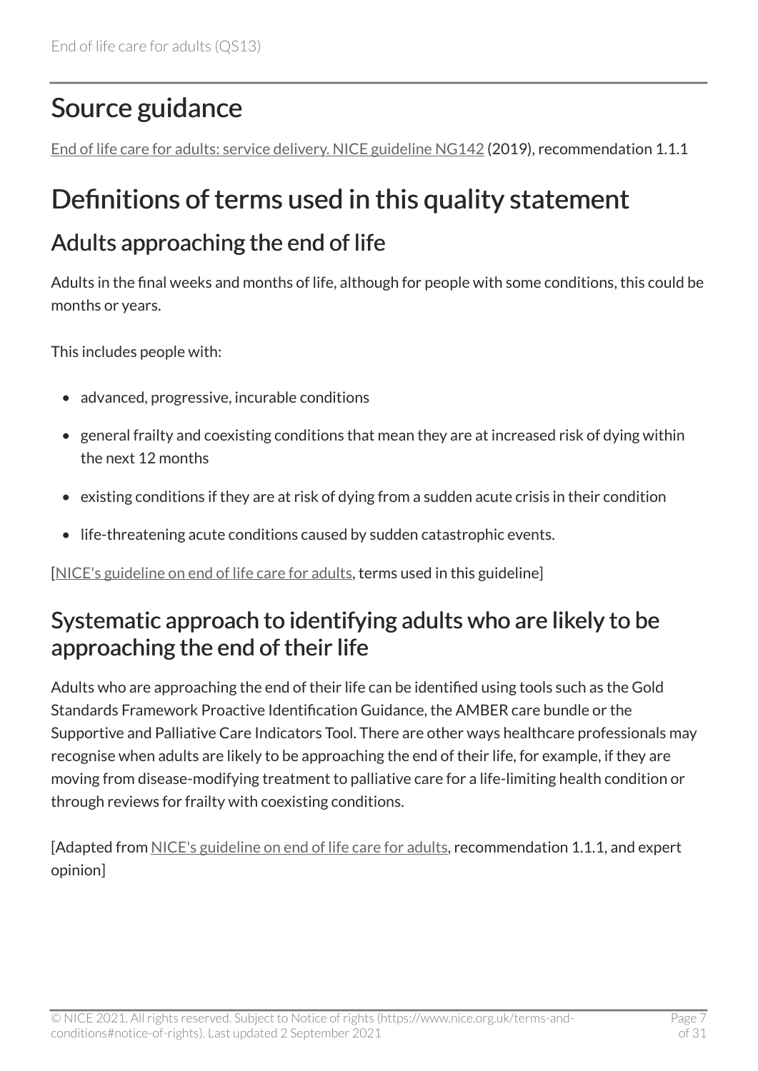# Source guidance

End of life care for adults: service delivery. NICE guideline NG142 (2019), recommendation 1.1.1

# Definitions of terms used in this quality statement

## Adults approaching the end of life

Adults in the final weeks and months of life, although for people with some conditions, this could be months or years.

This includes people with:

- advanced, progressive, incurable conditions
- general frailty and coexisting conditions that mean they are at increased risk of dying within the next 12 months
- existing conditions if they are at risk of dying from a sudden acute crisis in their condition
- life-threatening acute conditions caused by sudden catastrophic events.

[NICE's guideline on end of life care for adults, terms used in this guideline]

## Systematic approach to identifying adults who are likely to be approaching the end of their life

Adults who are approaching the end of their life can be identified using tools such as the Gold Standards Framework Proactive Identification Guidance, the AMBER care bundle or the Supportive and Palliative Care Indicators Tool. There are other ways healthcare professionals may recognise when adults are likely to be approaching the end of their life, for example, if they are moving from disease-modifying treatment to palliative care for a life-limiting health condition or through reviews for frailty with coexisting conditions.

[Adapted from NICE's guideline on end of life care for adults, recommendation 1.1.1, and expert opinion]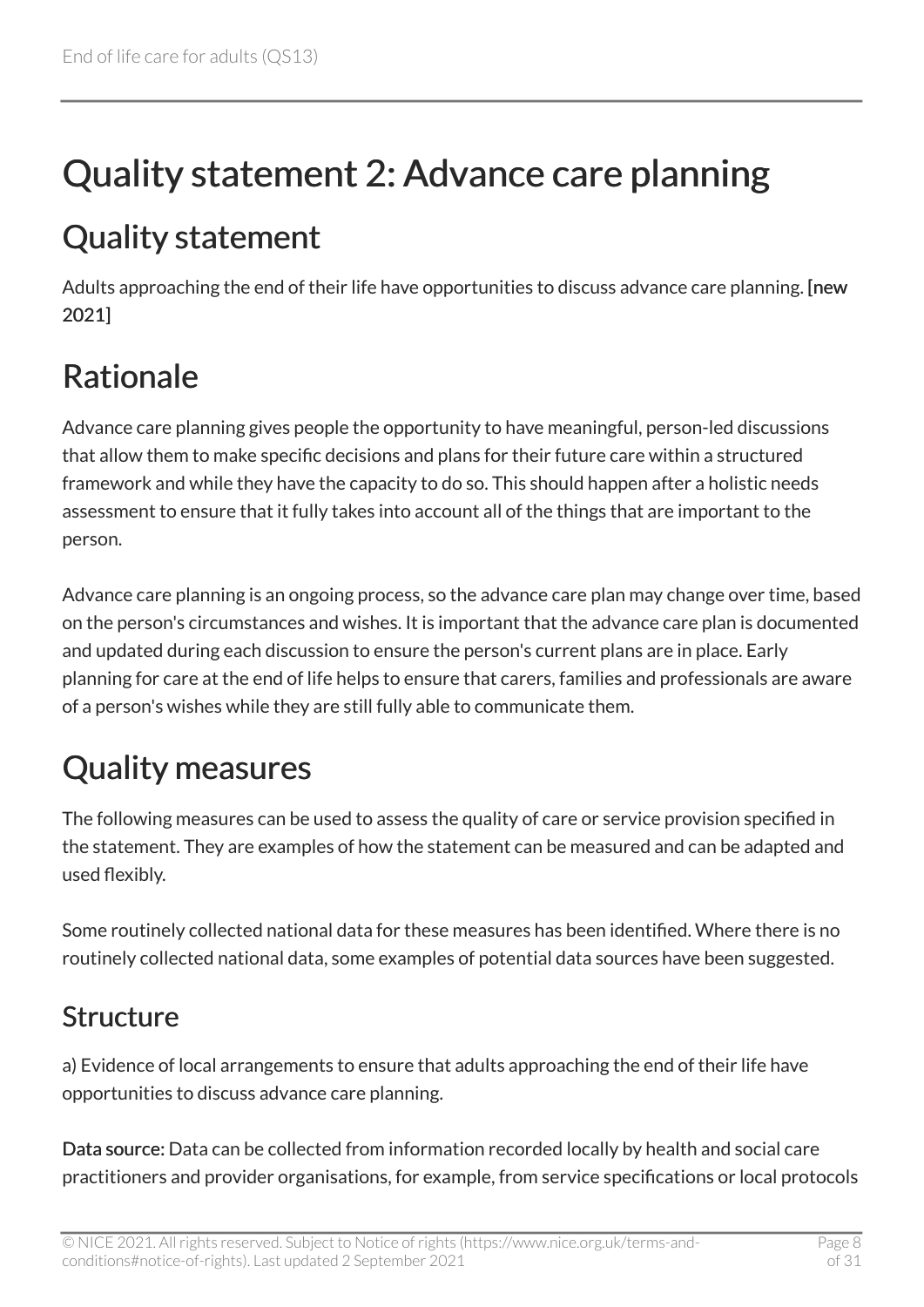# Quality statement 2: Advance care planning

## Quality statement

Adults approaching the end of their life have opportunities to discuss advance care planning. **[new 2021]**

## Rationale

Advance care planning gives people the opportunity to have meaningful, person-led discussions that allow them to make specific decisions and plans for their future care within a structured framework and while they have the capacity to do so. This should happen after a holistic needs assessment to ensure that it fully takes into account all of the things that are important to the person.

Advance care planning is an ongoing process, so the advance care plan may change over time, based on the person's circumstances and wishes. It is important that the advance care plan is documented and updated during each discussion to ensure the person's current plans are in place. Early planning for care at the end of life helps to ensure that carers, families and professionals are aware of a person's wishes while they are still fully able to communicate them.

## Quality measures

The following measures can be used to assess the quality of care or service provision specified in the statement. They are examples of how the statement can be measured and can be adapted and used flexibly.

Some routinely collected national data for these measures has been identified. Where there is no routinely collected national data, some examples of potential data sources have been suggested.

### Structure

a) Evidence of local arrangements to ensure that adults approaching the end of their life have opportunities to discuss advance care planning.

**Data source:** Data can be collected from information recorded locally by health and social care practitioners and provider organisations, for example, from service specifications or local protocols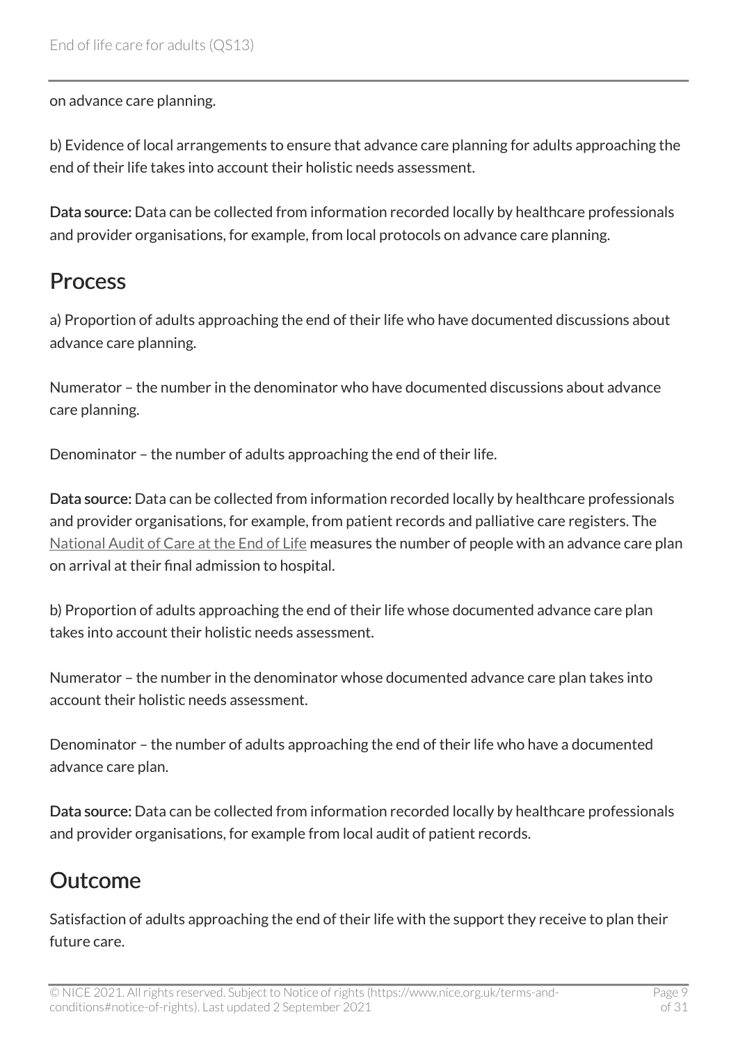on advance care planning.

b) Evidence of local arrangements to ensure that advance care planning for adults approaching the end of their life takes into account their holistic needs assessment.

**Data source:** Data can be collected from information recorded locally by healthcare professionals and provider organisations, for example, from local protocols on advance care planning.

## Process

a) Proportion of adults approaching the end of their life who have documented discussions about advance care planning.

Numerator – the number in the denominator who have documented discussions about advance care planning.

Denominator – the number of adults approaching the end of their life.

**Data source:** Data can be collected from information recorded locally by healthcare professionals and provider organisations, for example, from patient records and palliative care registers. The National Audit of Care at the End of Life measures the number of people with an advance care plan on arrival at their final admission to hospital.

b) Proportion of adults approaching the end of their life whose documented advance care plan takes into account their holistic needs assessment.

Numerator – the number in the denominator whose documented advance care plan takes into account their holistic needs assessment.

Denominator – the number of adults approaching the end of their life who have a documented advance care plan.

**Data source:** Data can be collected from information recorded locally by healthcare professionals and provider organisations, for example from local audit of patient records.

## Outcome

Satisfaction of adults approaching the end of their life with the support they receive to plan their future care.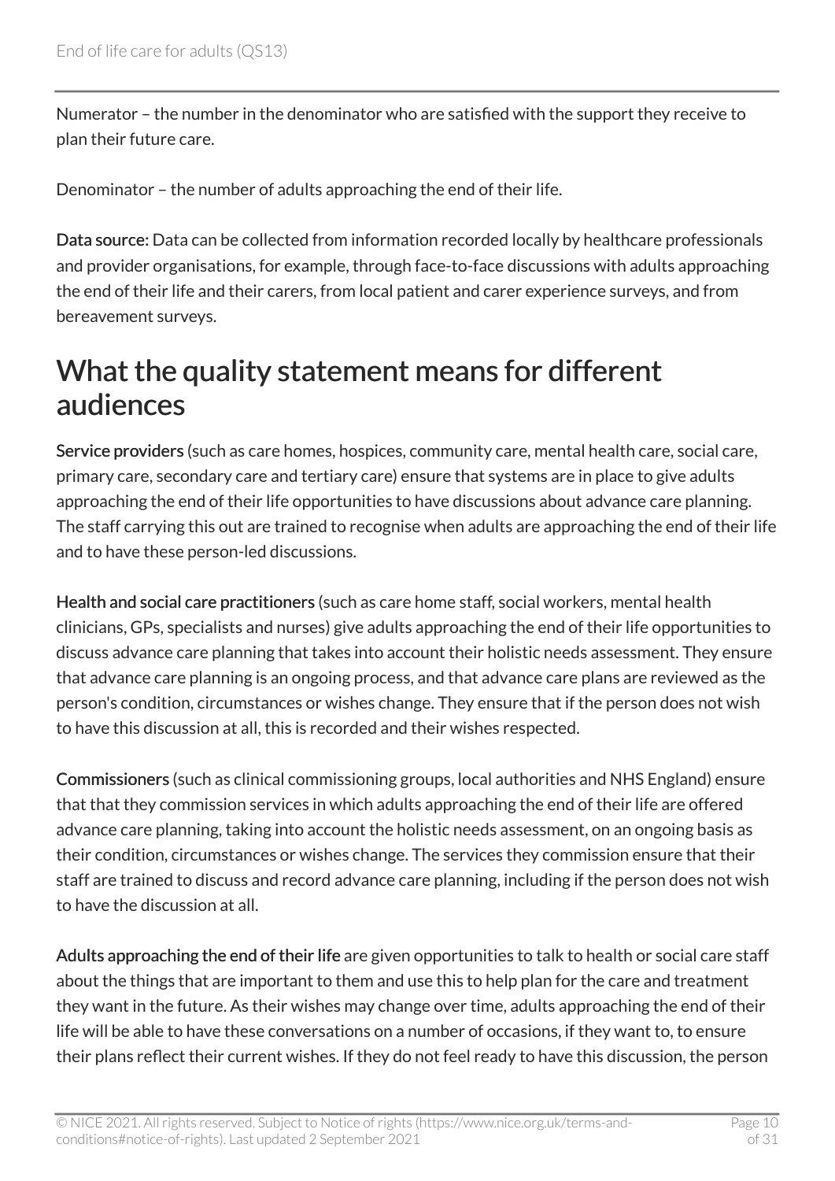Numerator – the number in the denominator who are satisfied with the support they receive to plan their future care.

Denominator – the number of adults approaching the end of their life.

**Data source:** Data can be collected from information recorded locally by healthcare professionals and provider organisations, for example, through face-to-face discussions with adults approaching the end of their life and their carers, from local patient and carer experience surveys, and from bereavement surveys.

## What the quality statement means for different audiences

**Service providers** (such as care homes, hospices, community care, mental health care, social care, primary care, secondary care and tertiary care) ensure that systems are in place to give adults approaching the end of their life opportunities to have discussions about advance care planning. The staff carrying this out are trained to recognise when adults are approaching the end of their life and to have these person-led discussions.

**Health and social care practitioners** (such as care home staff, social workers, mental health clinicians, GPs, specialists and nurses) give adults approaching the end of their life opportunities to discuss advance care planning that takes into account their holistic needs assessment. They ensure that advance care planning is an ongoing process, and that advance care plans are reviewed as the person's condition, circumstances or wishes change. They ensure that if the person does not wish to have this discussion at all, this is recorded and their wishes respected.

**Commissioners** (such as clinical commissioning groups, local authorities and NHS England) ensure that that they commission services in which adults approaching the end of their life are offered advance care planning, taking into account the holistic needs assessment, on an ongoing basis as their condition, circumstances or wishes change. The services they commission ensure that their staff are trained to discuss and record advance care planning, including if the person does not wish to have the discussion at all.

**Adults approaching the end of their life** are given opportunities to talk to health or social care staff about the things that are important to them and use this to help plan for the care and treatment they want in the future. As their wishes may change over time, adults approaching the end of their life will be able to have these conversations on a number of occasions, if they want to, to ensure their plans reflect their current wishes. If they do not feel ready to have this discussion, the person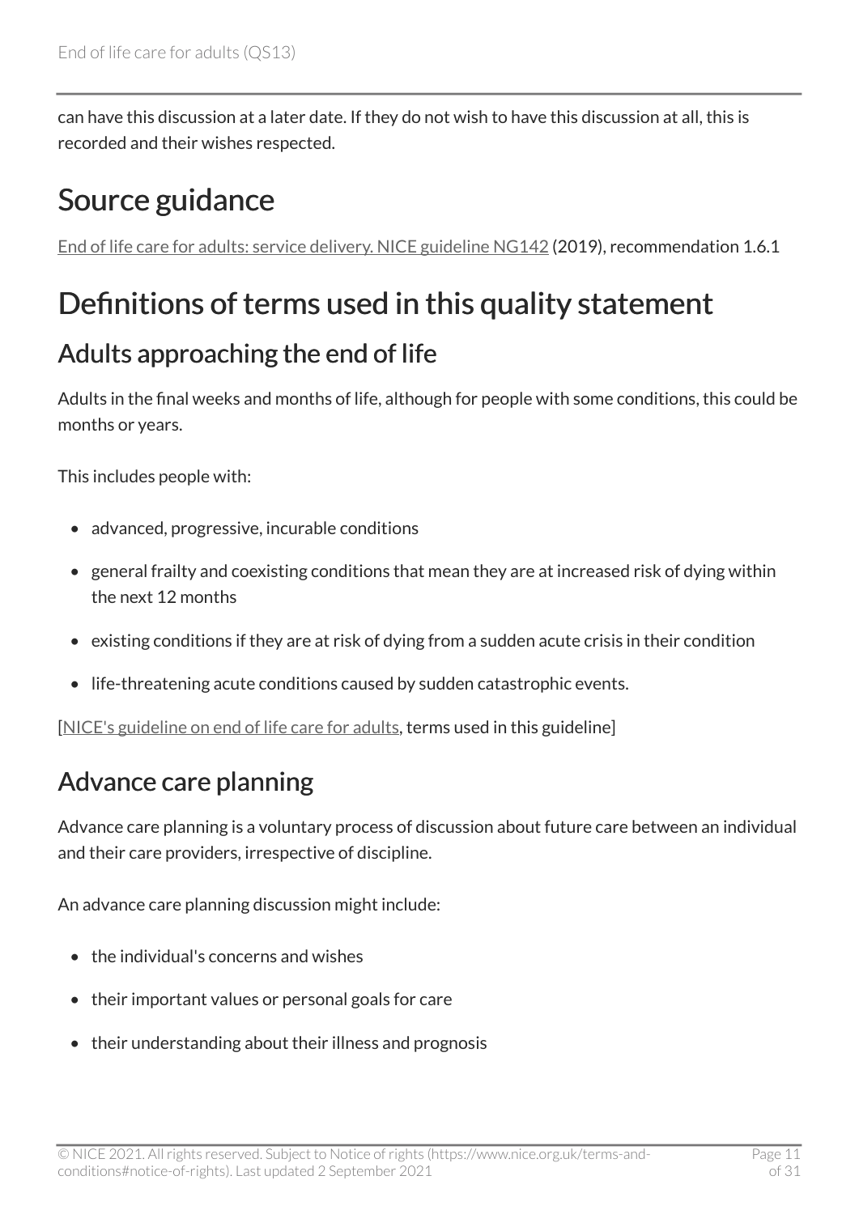can have this discussion at a later date. If they do not wish to have this discussion at all, this is recorded and their wishes respected.

# Source guidance

End of life care for adults: service delivery. NICE guideline NG142 (2019), recommendation 1.6.1

# Definitions of terms used in this quality statement

## Adults approaching the end of life

Adults in the final weeks and months of life, although for people with some conditions, this could be months or years.

This includes people with:

- advanced, progressive, incurable conditions
- general frailty and coexisting conditions that mean they are at increased risk of dying within the next 12 months
- existing conditions if they are at risk of dying from a sudden acute crisis in their condition
- life-threatening acute conditions caused by sudden catastrophic events.

[NICE's guideline on end of life care for adults, terms used in this guideline]

## Advance care planning

Advance care planning is a voluntary process of discussion about future care between an individual and their care providers, irrespective of discipline.

An advance care planning discussion might include:

- the individual's concerns and wishes
- their important values or personal goals for care
- their understanding about their illness and prognosis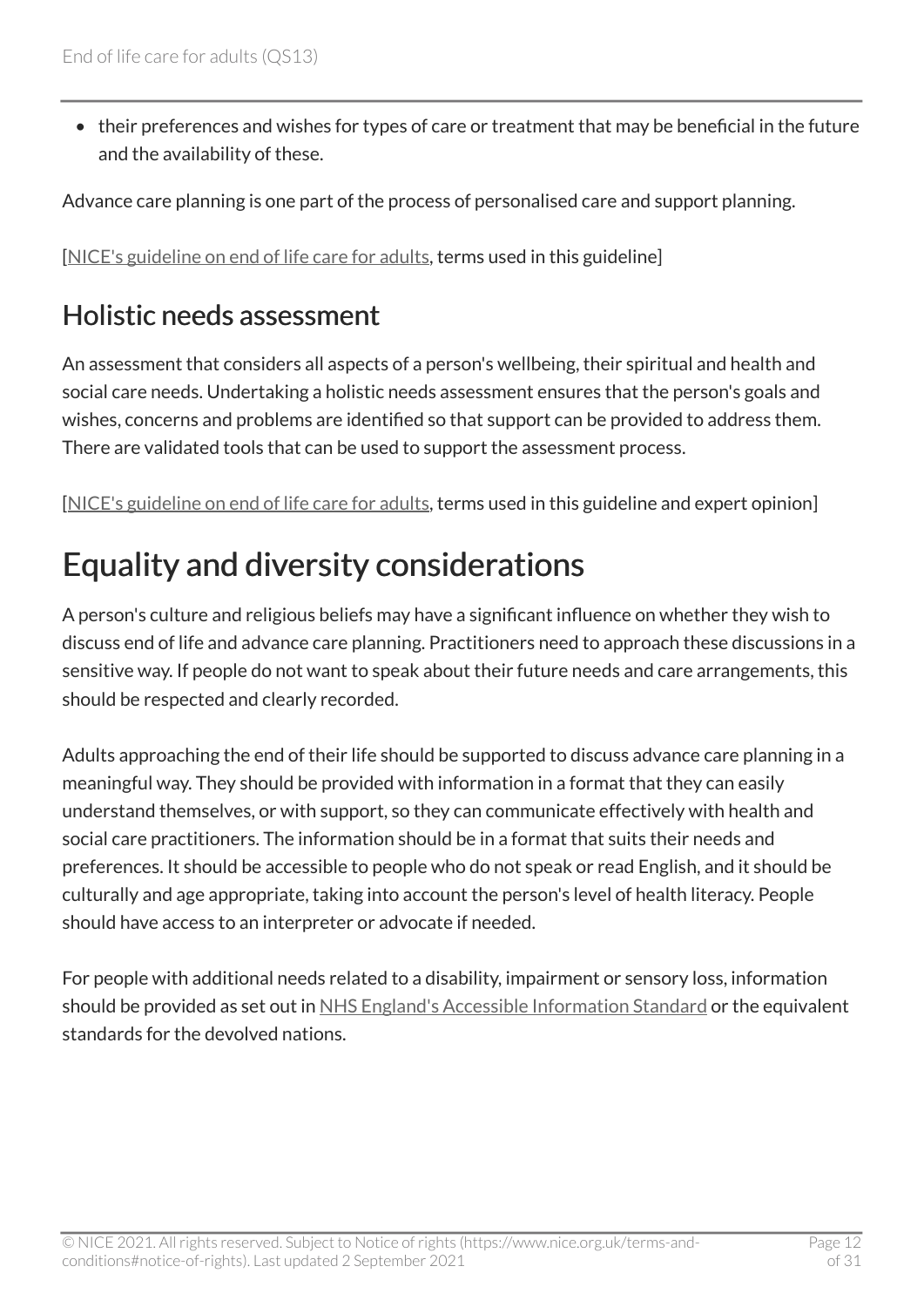- their preferences and wishes for types of care or treatment that may be beneficial in the future and the availability of these.

Advance care planning is one part of the process of personalised care and support planning.

[NICE's guideline on end of life care for adults, terms used in this guideline]

## Holistic needs assessment

An assessment that considers all aspects of a person's wellbeing, their spiritual and health and social care needs. Undertaking a holistic needs assessment ensures that the person's goals and wishes, concerns and problems are identified so that support can be provided to address them. There are validated tools that can be used to support the assessment process.

[NICE's guideline on end of life care for adults, terms used in this guideline and expert opinion]

# Equality and diversity considerations

A person's culture and religious beliefs may have a significant influence on whether they wish to discuss end of life and advance care planning. Practitioners need to approach these discussions in a sensitive way. If people do not want to speak about their future needs and care arrangements, this should be respected and clearly recorded.

Adults approaching the end of their life should be supported to discuss advance care planning in a meaningful way. They should be provided with information in a format that they can easily understand themselves, or with support, so they can communicate effectively with health and social care practitioners. The information should be in a format that suits their needs and preferences. It should be accessible to people who do not speak or read English, and it should be culturally and age appropriate, taking into account the person's level of health literacy. People should have access to an interpreter or advocate if needed.

For people with additional needs related to a disability, impairment or sensory loss, information should be provided as set out in NHS England's Accessible Information Standard or the equivalent standards for the devolved nations.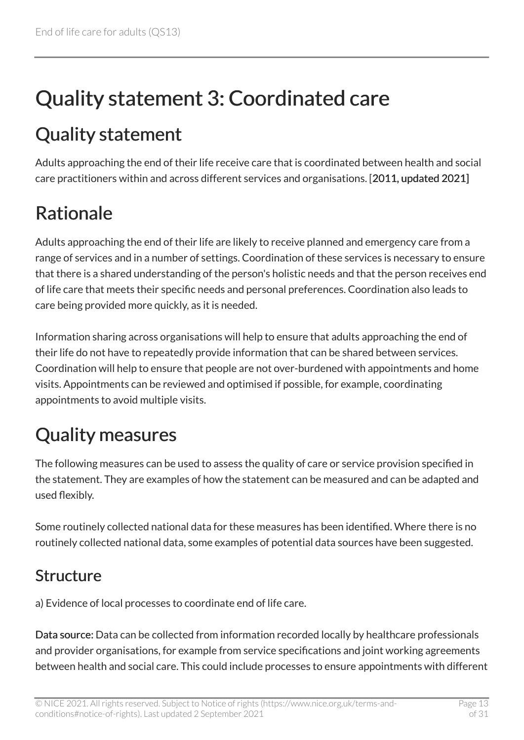# Quality statement 3: Coordinated care

## Quality statement

Adults approaching the end of their life receive care that is coordinated between health and social care practitioners within and across different services and organisations. [**2011, updated 2021]**

## Rationale

Adults approaching the end of their life are likely to receive planned and emergency care from a range of services and in a number of settings. Coordination of these services is necessary to ensure that there is a shared understanding of the person's holistic needs and that the person receives end of life care that meets their specific needs and personal preferences. Coordination also leads to care being provided more quickly, as it is needed.

Information sharing across organisations will help to ensure that adults approaching the end of their life do not have to repeatedly provide information that can be shared between services. Coordination will help to ensure that people are not over-burdened with appointments and home visits. Appointments can be reviewed and optimised if possible, for example, coordinating appointments to avoid multiple visits.

## Quality measures

The following measures can be used to assess the quality of care or service provision specified in the statement. They are examples of how the statement can be measured and can be adapted and used flexibly.

Some routinely collected national data for these measures has been identified. Where there is no routinely collected national data, some examples of potential data sources have been suggested.

### Structure

a) Evidence of local processes to coordinate end of life care.

**Data source:** Data can be collected from information recorded locally by healthcare professionals and provider organisations, for example from service specifications and joint working agreements between health and social care. This could include processes to ensure appointments with different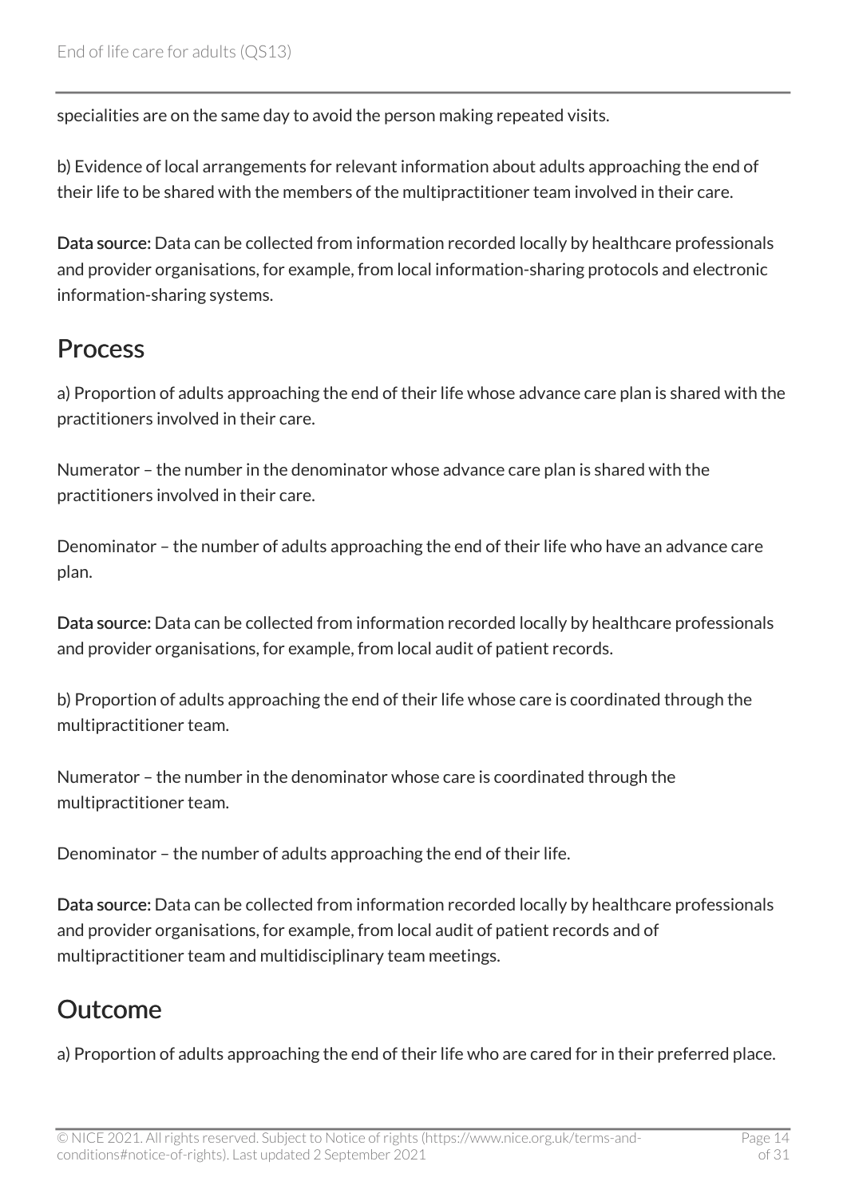specialities are on the same day to avoid the person making repeated visits.

b) Evidence of local arrangements for relevant information about adults approaching the end of their life to be shared with the members of the multipractitioner team involved in their care.

**Data source:** Data can be collected from information recorded locally by healthcare professionals and provider organisations, for example, from local information-sharing protocols and electronic information-sharing systems.

## Process

a) Proportion of adults approaching the end of their life whose advance care plan is shared with the practitioners involved in their care.

Numerator – the number in the denominator whose advance care plan is shared with the practitioners involved in their care.

Denominator – the number of adults approaching the end of their life who have an advance care plan.

**Data source:** Data can be collected from information recorded locally by healthcare professionals and provider organisations, for example, from local audit of patient records.

b) Proportion of adults approaching the end of their life whose care is coordinated through the multipractitioner team.

Numerator – the number in the denominator whose care is coordinated through the multipractitioner team.

Denominator – the number of adults approaching the end of their life.

**Data source:** Data can be collected from information recorded locally by healthcare professionals and provider organisations, for example, from local audit of patient records and of multipractitioner team and multidisciplinary team meetings.

## Outcome

a) Proportion of adults approaching the end of their life who are cared for in their preferred place.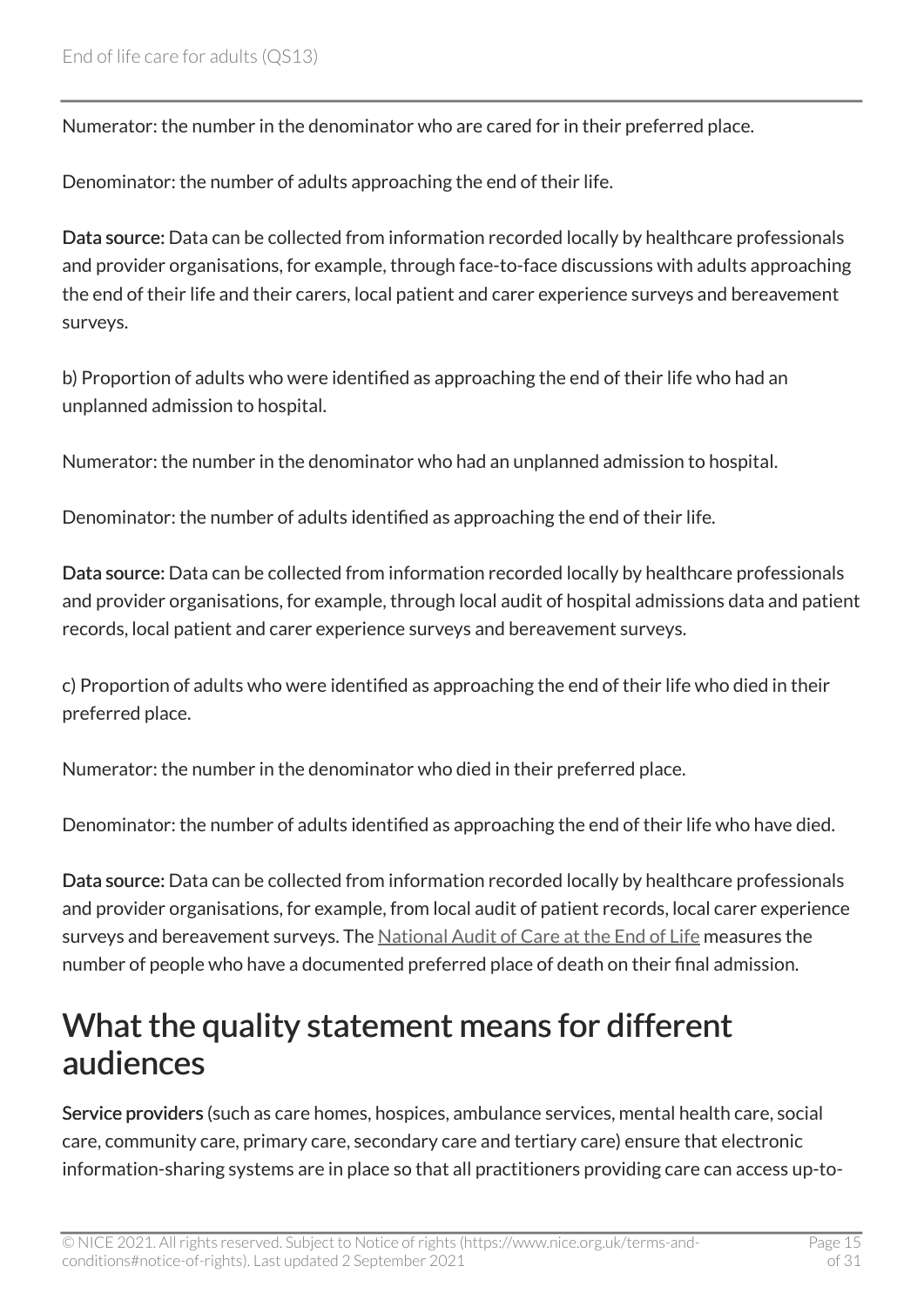Numerator: the number in the denominator who are cared for in their preferred place.

Denominator: the number of adults approaching the end of their life.

**Data source:** Data can be collected from information recorded locally by healthcare professionals and provider organisations, for example, through face-to-face discussions with adults approaching the end of their life and their carers, local patient and carer experience surveys and bereavement surveys.

b) Proportion of adults who were identified as approaching the end of their life who had an unplanned admission to hospital.

Numerator: the number in the denominator who had an unplanned admission to hospital.

Denominator: the number of adults identified as approaching the end of their life.

**Data source:** Data can be collected from information recorded locally by healthcare professionals and provider organisations, for example, through local audit of hospital admissions data and patient records, local patient and carer experience surveys and bereavement surveys.

c) Proportion of adults who were identified as approaching the end of their life who died in their preferred place.

Numerator: the number in the denominator who died in their preferred place.

Denominator: the number of adults identified as approaching the end of their life who have died.

**Data source:** Data can be collected from information recorded locally by healthcare professionals and provider organisations, for example, from local audit of patient records, local carer experience surveys and bereavement surveys. The National Audit of Care at the End of Life measures the number of people who have a documented preferred place of death on their final admission.

## What the quality statement means for different audiences

**Service providers** (such as care homes, hospices, ambulance services, mental health care, social care, community care, primary care, secondary care and tertiary care) ensure that electronic information-sharing systems are in place so that all practitioners providing care can access up-to-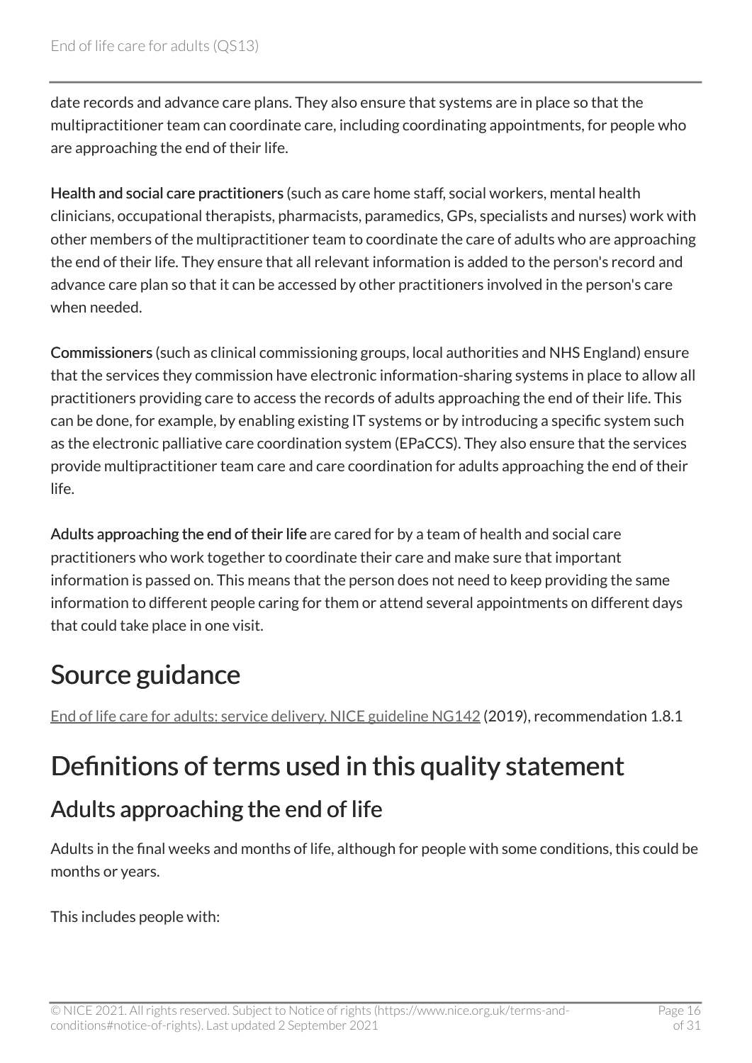date records and advance care plans. They also ensure that systems are in place so that the multipractitioner team can coordinate care, including coordinating appointments, for people who are approaching the end of their life.

**Health and social care practitioners** (such as care home staff, social workers, mental health clinicians, occupational therapists, pharmacists, paramedics, GPs, specialists and nurses) work with other members of the multipractitioner team to coordinate the care of adults who are approaching the end of their life. They ensure that all relevant information is added to the person's record and advance care plan so that it can be accessed by other practitioners involved in the person's care when needed.

**Commissioners** (such as clinical commissioning groups, local authorities and NHS England) ensure that the services they commission have electronic information-sharing systems in place to allow all practitioners providing care to access the records of adults approaching the end of their life. This can be done, for example, by enabling existing IT systems or by introducing a specific system such as the electronic palliative care coordination system (EPaCCS). They also ensure that the services provide multipractitioner team care and care coordination for adults approaching the end of their life.

**Adults approaching the end of their life** are cared for by a team of health and social care practitioners who work together to coordinate their care and make sure that important information is passed on. This means that the person does not need to keep providing the same information to different people caring for them or attend several appointments on different days that could take place in one visit.

# Source guidance

End of life care for adults: service delivery. NICE guideline NG142 (2019), recommendation 1.8.1

# Definitions of terms used in this quality statement

## Adults approaching the end of life

Adults in the final weeks and months of life, although for people with some conditions, this could be months or years.

This includes people with: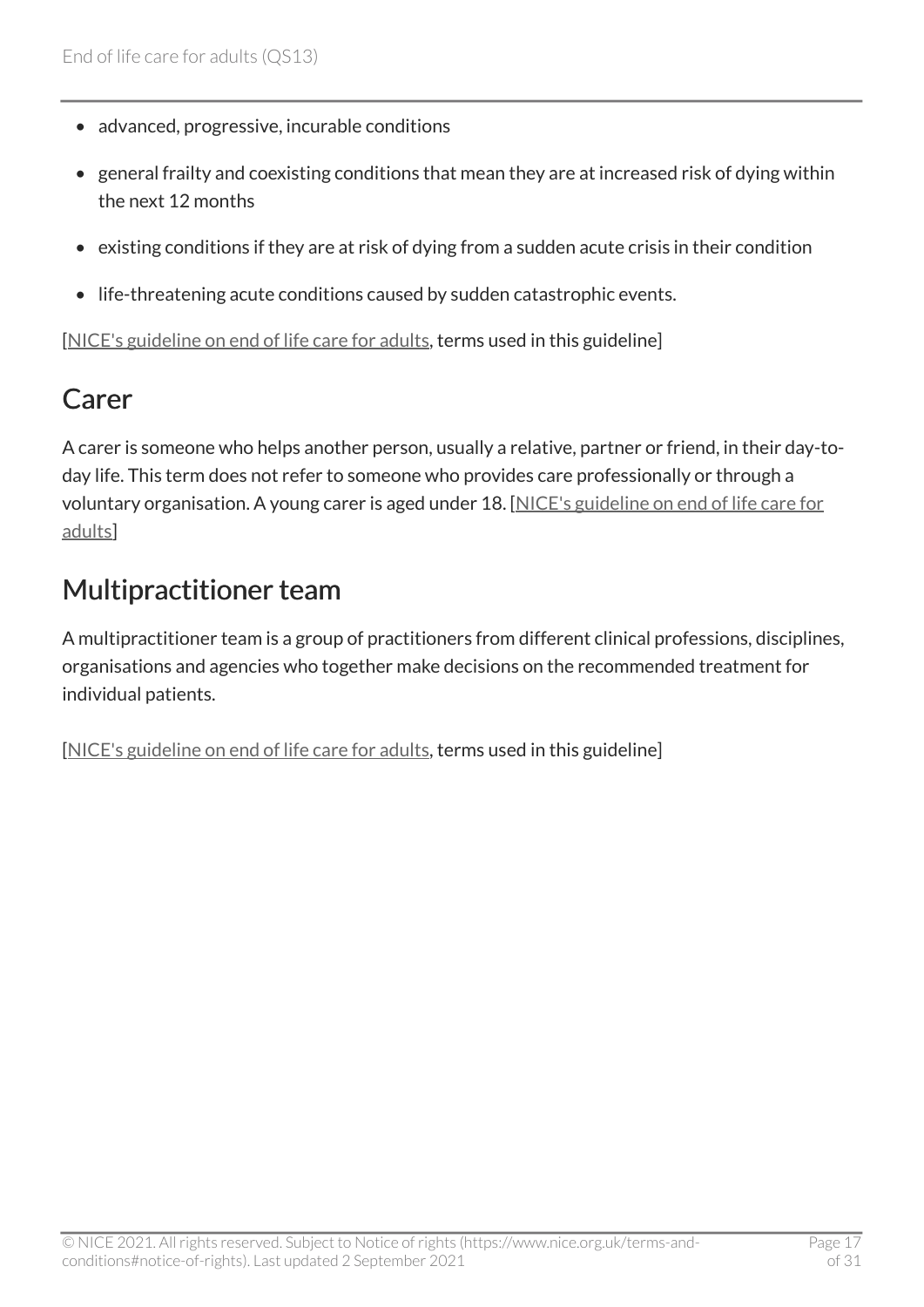- advanced, progressive, incurable conditions
- general frailty and coexisting conditions that mean they are at increased risk of dying within the next 12 months
- existing conditions if they are at risk of dying from a sudden acute crisis in their condition
- life-threatening acute conditions caused by sudden catastrophic events.

[NICE's guideline on end of life care for adults, terms used in this guideline]

## Carer

A carer is someone who helps another person, usually a relative, partner or friend, in their day-to-day life. This term does not refer to someone who provides care professionally or through a voluntary organisation. A young carer is aged under 18. [NICE's guideline on end of life care for adults]

## Multipractitioner team

A multipractitioner team is a group of practitioners from different clinical professions, disciplines, organisations and agencies who together make decisions on the recommended treatment for individual patients.

[NICE's guideline on end of life care for adults, terms used in this guideline]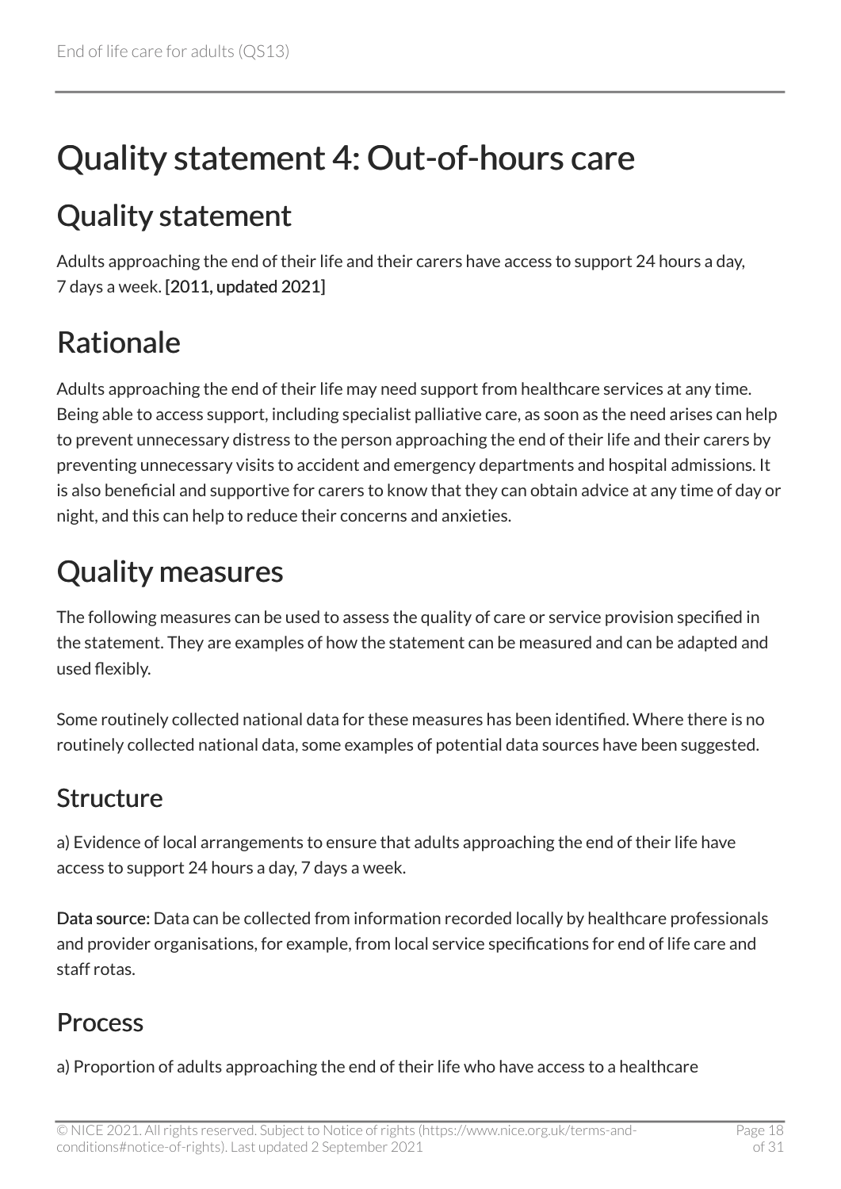# Quality statement 4: Out-of-hours care

## Quality statement

Adults approaching the end of their life and their carers have access to support 24 hours a day, 7 days a week. **[2011, updated 2021]**

## Rationale

Adults approaching the end of their life may need support from healthcare services at any time. Being able to access support, including specialist palliative care, as soon as the need arises can help to prevent unnecessary distress to the person approaching the end of their life and their carers by preventing unnecessary visits to accident and emergency departments and hospital admissions. It is also beneficial and supportive for carers to know that they can obtain advice at any time of day or night, and this can help to reduce their concerns and anxieties.

## Quality measures

The following measures can be used to assess the quality of care or service provision specified in the statement. They are examples of how the statement can be measured and can be adapted and used flexibly.

Some routinely collected national data for these measures has been identified. Where there is no routinely collected national data, some examples of potential data sources have been suggested.

### Structure

a) Evidence of local arrangements to ensure that adults approaching the end of their life have access to support 24 hours a day, 7 days a week.

**Data source:** Data can be collected from information recorded locally by healthcare professionals and provider organisations, for example, from local service specifications for end of life care and staff rotas.

### Process

a) Proportion of adults approaching the end of their life who have access to a healthcare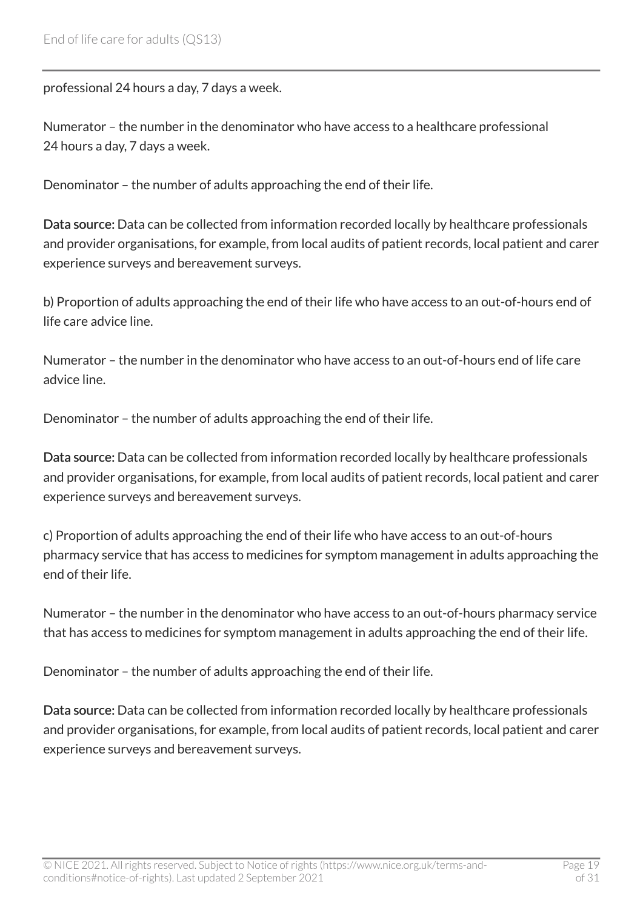professional 24 hours a day, 7 days a week.

Numerator – the number in the denominator who have access to a healthcare professional 24 hours a day, 7 days a week.

Denominator – the number of adults approaching the end of their life.

**Data source:** Data can be collected from information recorded locally by healthcare professionals and provider organisations, for example, from local audits of patient records, local patient and carer experience surveys and bereavement surveys.

b) Proportion of adults approaching the end of their life who have access to an out-of-hours end of life care advice line.

Numerator – the number in the denominator who have access to an out-of-hours end of life care advice line.

Denominator – the number of adults approaching the end of their life.

**Data source:** Data can be collected from information recorded locally by healthcare professionals and provider organisations, for example, from local audits of patient records, local patient and carer experience surveys and bereavement surveys.

c) Proportion of adults approaching the end of their life who have access to an out-of-hours pharmacy service that has access to medicines for symptom management in adults approaching the end of their life.

Numerator – the number in the denominator who have access to an out-of-hours pharmacy service that has access to medicines for symptom management in adults approaching the end of their life.

Denominator – the number of adults approaching the end of their life.

**Data source:** Data can be collected from information recorded locally by healthcare professionals and provider organisations, for example, from local audits of patient records, local patient and carer experience surveys and bereavement surveys.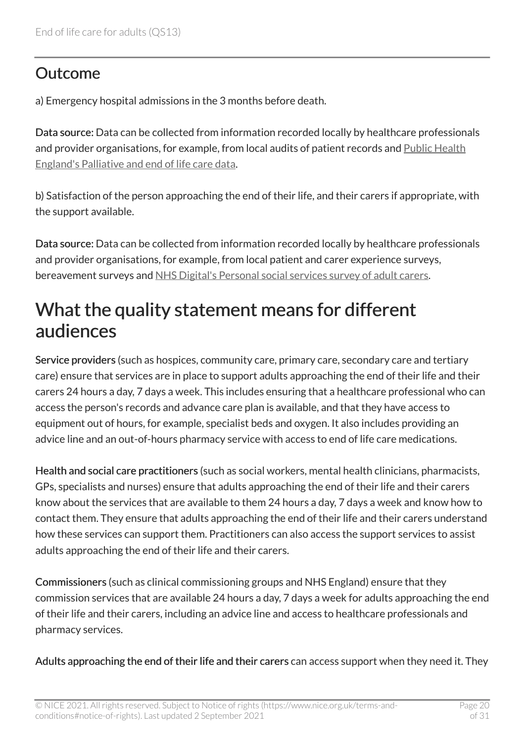## Outcome

a) Emergency hospital admissions in the 3 months before death.

**Data source:** Data can be collected from information recorded locally by healthcare professionals and provider organisations, for example, from local audits of patient records and Public Health England's Palliative and end of life care data.

b) Satisfaction of the person approaching the end of their life, and their carers if appropriate, with the support available.

**Data source:** Data can be collected from information recorded locally by healthcare professionals and provider organisations, for example, from local patient and carer experience surveys, bereavement surveys and NHS Digital's Personal social services survey of adult carers.

# What the quality statement means for different audiences

**Service providers** (such as hospices, community care, primary care, secondary care and tertiary care) ensure that services are in place to support adults approaching the end of their life and their carers 24 hours a day, 7 days a week. This includes ensuring that a healthcare professional who can access the person's records and advance care plan is available, and that they have access to equipment out of hours, for example, specialist beds and oxygen. It also includes providing an advice line and an out-of-hours pharmacy service with access to end of life care medications.

**Health and social care practitioners** (such as social workers, mental health clinicians, pharmacists, GPs, specialists and nurses) ensure that adults approaching the end of their life and their carers know about the services that are available to them 24 hours a day, 7 days a week and know how to contact them. They ensure that adults approaching the end of their life and their carers understand how these services can support them. Practitioners can also access the support services to assist adults approaching the end of their life and their carers.

**Commissioners** (such as clinical commissioning groups and NHS England) ensure that they commission services that are available 24 hours a day, 7 days a week for adults approaching the end of their life and their carers, including an advice line and access to healthcare professionals and pharmacy services.

**Adults approaching the end of their life and their carers** can access support when they need it. They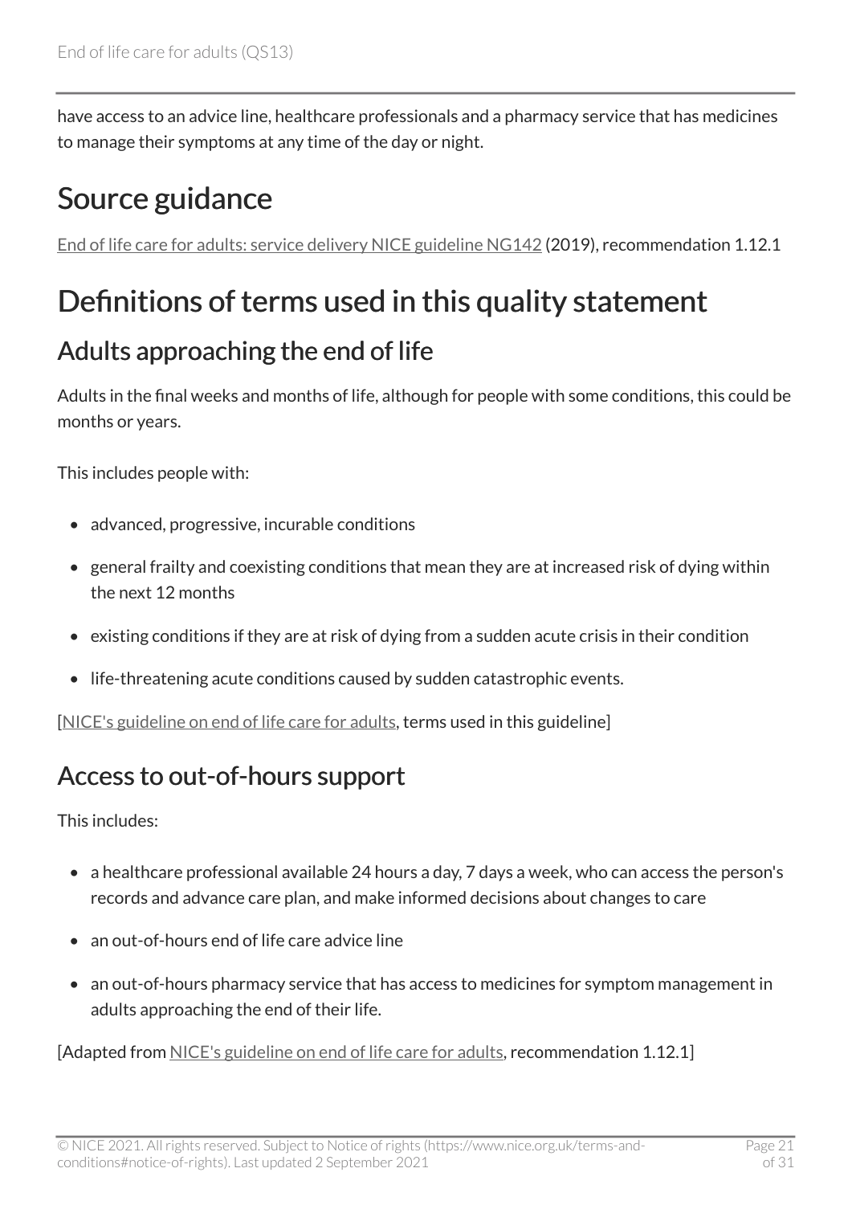have access to an advice line, healthcare professionals and a pharmacy service that has medicines to manage their symptoms at any time of the day or night.

# Source guidance

End of life care for adults: service delivery NICE guideline NG142 (2019), recommendation 1.12.1

# Definitions of terms used in this quality statement

## Adults approaching the end of life

Adults in the final weeks and months of life, although for people with some conditions, this could be months or years.

This includes people with:

- advanced, progressive, incurable conditions
- general frailty and coexisting conditions that mean they are at increased risk of dying within the next 12 months
- existing conditions if they are at risk of dying from a sudden acute crisis in their condition
- life-threatening acute conditions caused by sudden catastrophic events.

[NICE's guideline on end of life care for adults, terms used in this guideline]

## Access to out-of-hours support

This includes:

- a healthcare professional available 24 hours a day, 7 days a week, who can access the person's records and advance care plan, and make informed decisions about changes to care
- an out-of-hours end of life care advice line
- an out-of-hours pharmacy service that has access to medicines for symptom management in adults approaching the end of their life.

[Adapted from NICE's guideline on end of life care for adults, recommendation 1.12.1]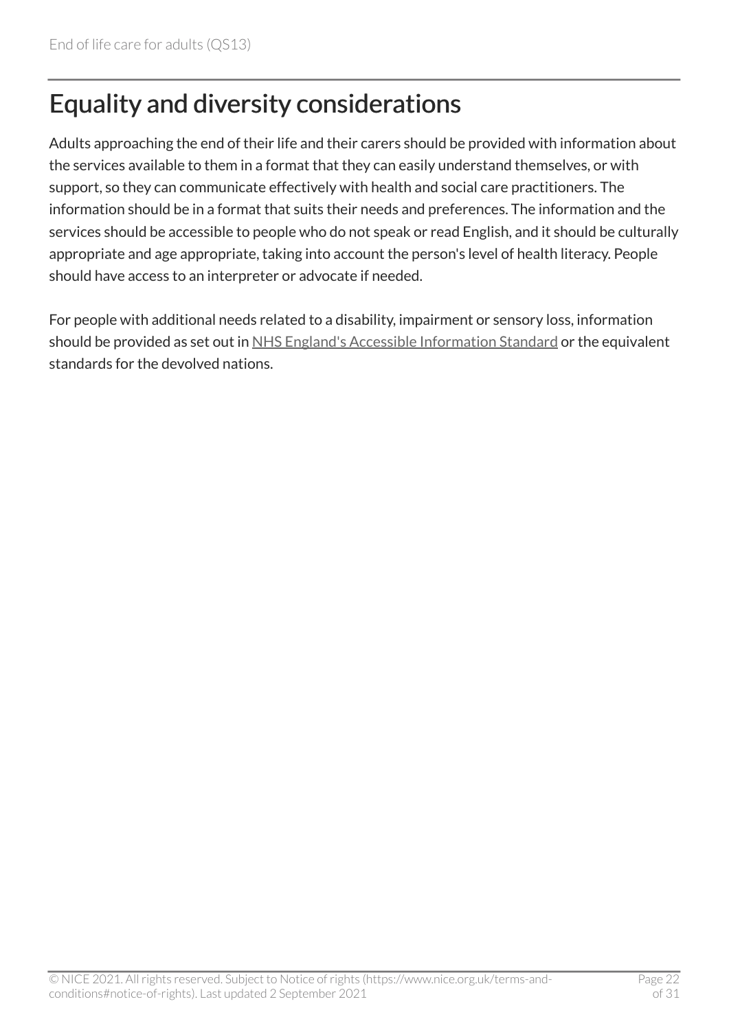## Equality and diversity considerations

Adults approaching the end of their life and their carers should be provided with information about the services available to them in a format that they can easily understand themselves, or with support, so they can communicate effectively with health and social care practitioners. The information should be in a format that suits their needs and preferences. The information and the services should be accessible to people who do not speak or read English, and it should be culturally appropriate and age appropriate, taking into account the person's level of health literacy. People should have access to an interpreter or advocate if needed.

For people with additional needs related to a disability, impairment or sensory loss, information should be provided as set out in NHS England's Accessible Information Standard or the equivalent standards for the devolved nations.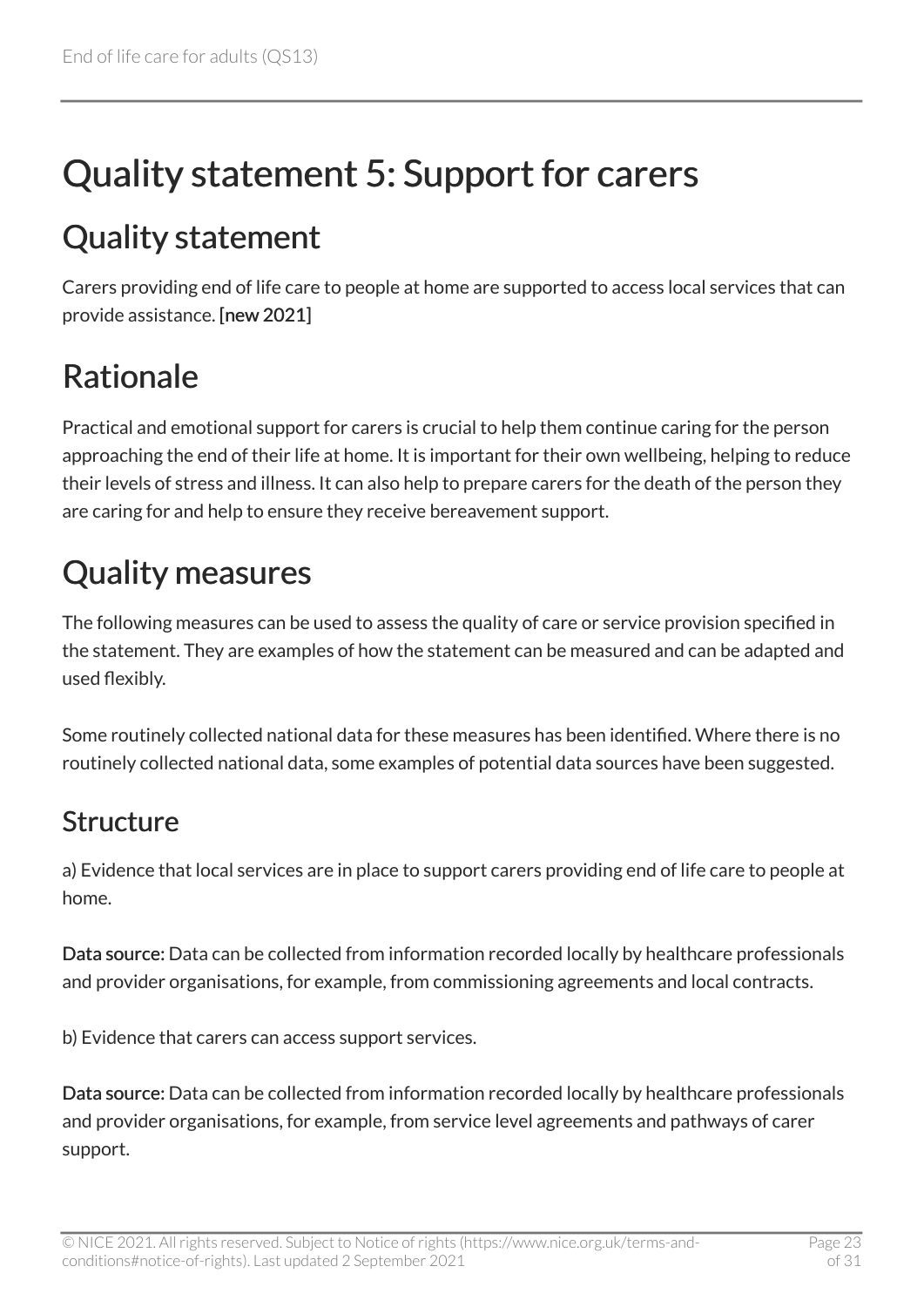# Quality statement 5: Support for carers

## Quality statement

Carers providing end of life care to people at home are supported to access local services that can provide assistance. **[new 2021]**

## Rationale

Practical and emotional support for carers is crucial to help them continue caring for the person approaching the end of their life at home. It is important for their own wellbeing, helping to reduce their levels of stress and illness. It can also help to prepare carers for the death of the person they are caring for and help to ensure they receive bereavement support.

## Quality measures

The following measures can be used to assess the quality of care or service provision specified in the statement. They are examples of how the statement can be measured and can be adapted and used flexibly.

Some routinely collected national data for these measures has been identified. Where there is no routinely collected national data, some examples of potential data sources have been suggested.

### Structure

a) Evidence that local services are in place to support carers providing end of life care to people at home.

**Data source:** Data can be collected from information recorded locally by healthcare professionals and provider organisations, for example, from commissioning agreements and local contracts.

b) Evidence that carers can access support services.

**Data source:** Data can be collected from information recorded locally by healthcare professionals and provider organisations, for example, from service level agreements and pathways of carer support.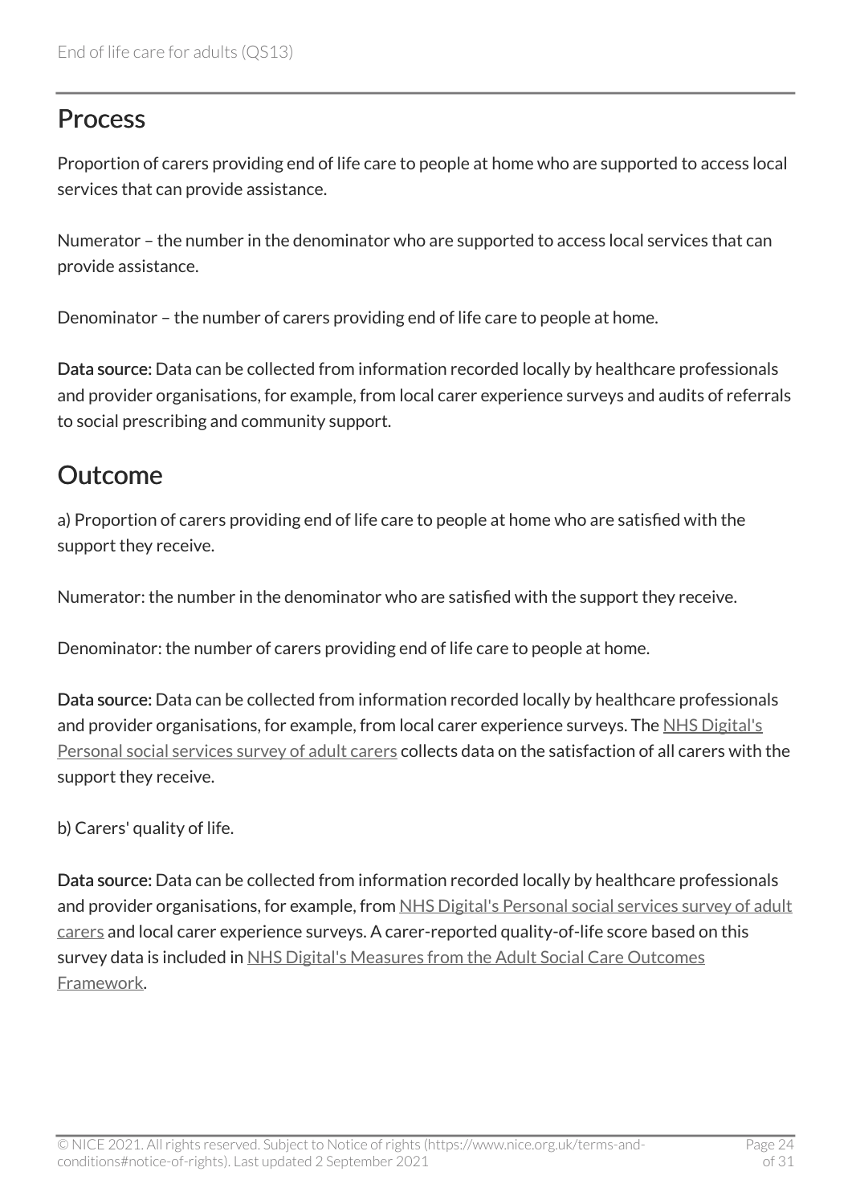## Process

Proportion of carers providing end of life care to people at home who are supported to access local services that can provide assistance.

Numerator – the number in the denominator who are supported to access local services that can provide assistance.

Denominator – the number of carers providing end of life care to people at home.

**Data source:** Data can be collected from information recorded locally by healthcare professionals and provider organisations, for example, from local carer experience surveys and audits of referrals to social prescribing and community support.

## Outcome

a) Proportion of carers providing end of life care to people at home who are satisfied with the support they receive.

Numerator: the number in the denominator who are satisfied with the support they receive.

Denominator: the number of carers providing end of life care to people at home.

**Data source:** Data can be collected from information recorded locally by healthcare professionals and provider organisations, for example, from local carer experience surveys. The NHS Digital's Personal social services survey of adult carers collects data on the satisfaction of all carers with the support they receive.

b) Carers' quality of life.

**Data source:** Data can be collected from information recorded locally by healthcare professionals and provider organisations, for example, from NHS Digital's Personal social services survey of adult carers and local carer experience surveys. A carer-reported quality-of-life score based on this survey data is included in NHS Digital's Measures from the Adult Social Care Outcomes Framework.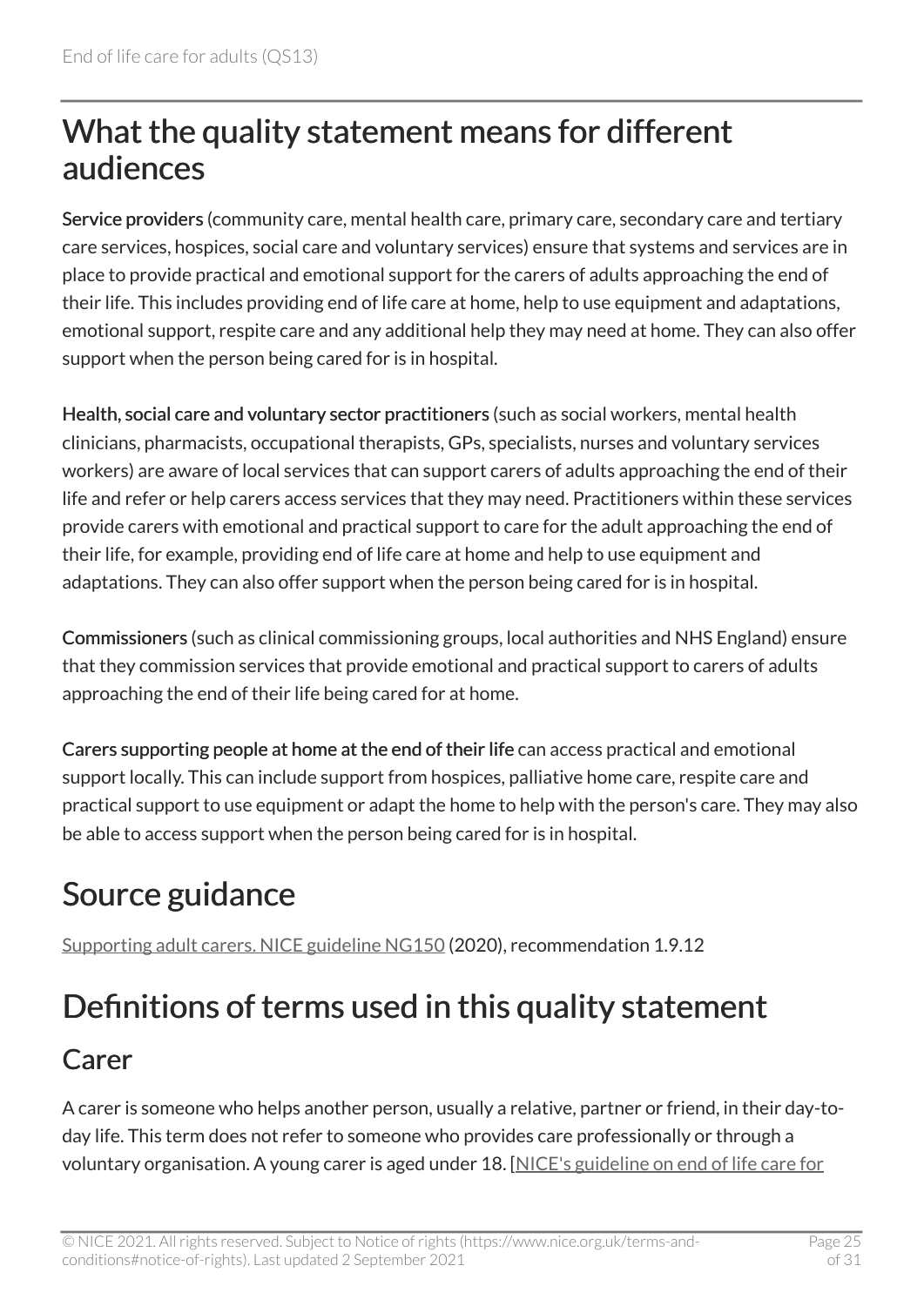## What the quality statement means for different audiences

**Service providers** (community care, mental health care, primary care, secondary care and tertiary care services, hospices, social care and voluntary services) ensure that systems and services are in place to provide practical and emotional support for the carers of adults approaching the end of their life. This includes providing end of life care at home, help to use equipment and adaptations, emotional support, respite care and any additional help they may need at home. They can also offer support when the person being cared for is in hospital.

**Health, social care and voluntary sector practitioners** (such as social workers, mental health clinicians, pharmacists, occupational therapists, GPs, specialists, nurses and voluntary services workers) are aware of local services that can support carers of adults approaching the end of their life and refer or help carers access services that they may need. Practitioners within these services provide carers with emotional and practical support to care for the adult approaching the end of their life, for example, providing end of life care at home and help to use equipment and adaptations. They can also offer support when the person being cared for is in hospital.

**Commissioners** (such as clinical commissioning groups, local authorities and NHS England) ensure that they commission services that provide emotional and practical support to carers of adults approaching the end of their life being cared for at home.

**Carers supporting people at home at the end of their life** can access practical and emotional support locally. This can include support from hospices, palliative home care, respite care and practical support to use equipment or adapt the home to help with the person's care. They may also be able to access support when the person being cared for is in hospital.

## Source guidance

Supporting adult carers. NICE guideline NG150 (2020), recommendation 1.9.12

## Definitions of terms used in this quality statement

### Carer

A carer is someone who helps another person, usually a relative, partner or friend, in their day-to-day life. This term does not refer to someone who provides care professionally or through a voluntary organisation. A young carer is aged under 18. [NICE's guideline on end of life care for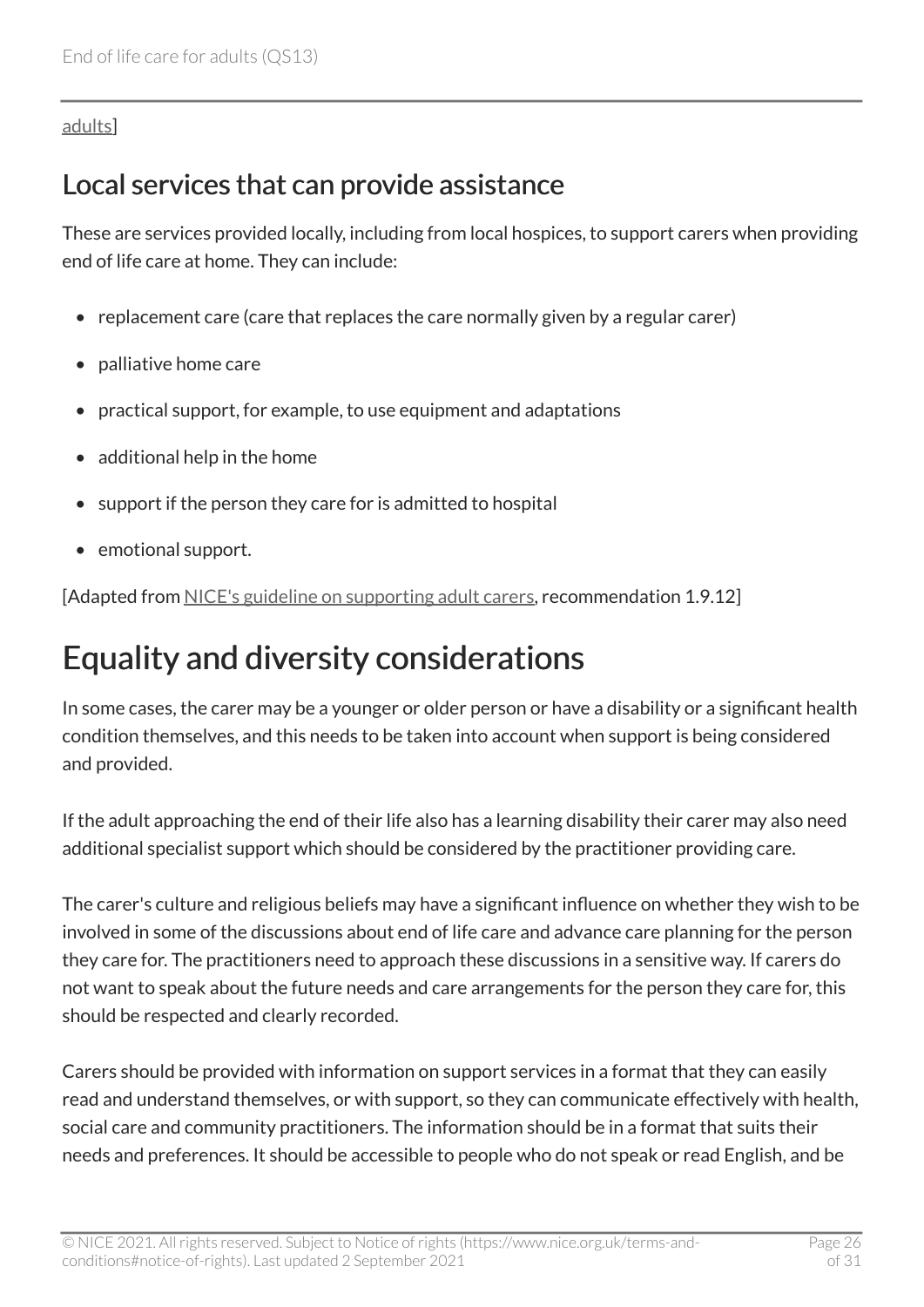adults]

## Local services that can provide assistance

These are services provided locally, including from local hospices, to support carers when providing end of life care at home. They can include:

- replacement care (care that replaces the care normally given by a regular carer)
- palliative home care
- practical support, for example, to use equipment and adaptations
- additional help in the home
- support if the person they care for is admitted to hospital
- emotional support.

[Adapted from NICE's guideline on supporting adult carers, recommendation 1.9.12]

# Equality and diversity considerations

In some cases, the carer may be a younger or older person or have a disability or a significant health condition themselves, and this needs to be taken into account when support is being considered and provided.

If the adult approaching the end of their life also has a learning disability their carer may also need additional specialist support which should be considered by the practitioner providing care.

The carer's culture and religious beliefs may have a significant influence on whether they wish to be involved in some of the discussions about end of life care and advance care planning for the person they care for. The practitioners need to approach these discussions in a sensitive way. If carers do not want to speak about the future needs and care arrangements for the person they care for, this should be respected and clearly recorded.

Carers should be provided with information on support services in a format that they can easily read and understand themselves, or with support, so they can communicate effectively with health, social care and community practitioners. The information should be in a format that suits their needs and preferences. It should be accessible to people who do not speak or read English, and be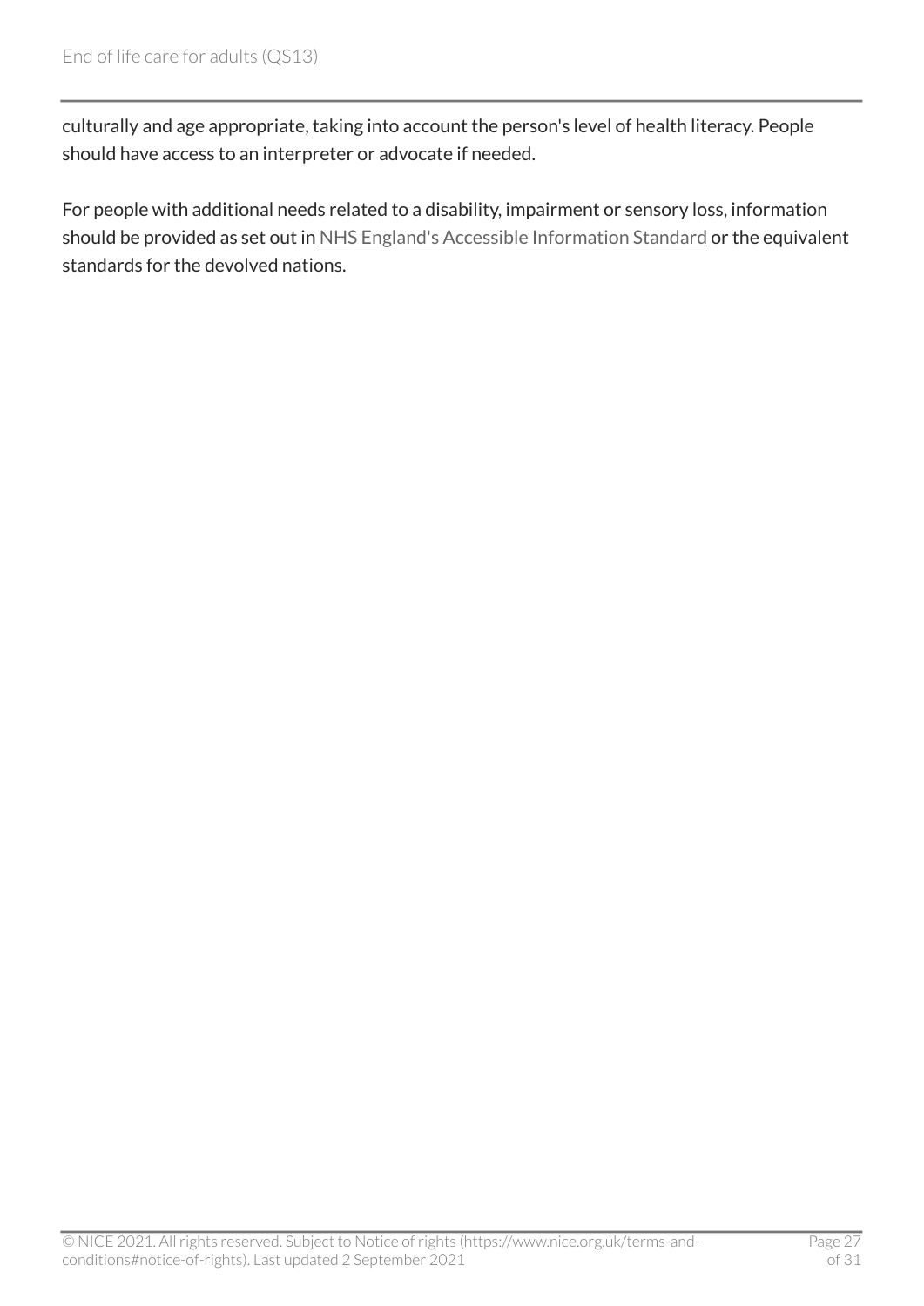culturally and age appropriate, taking into account the person's level of health literacy. People should have access to an interpreter or advocate if needed.

For people with additional needs related to a disability, impairment or sensory loss, information should be provided as set out in NHS England's Accessible Information Standard or the equivalent standards for the devolved nations.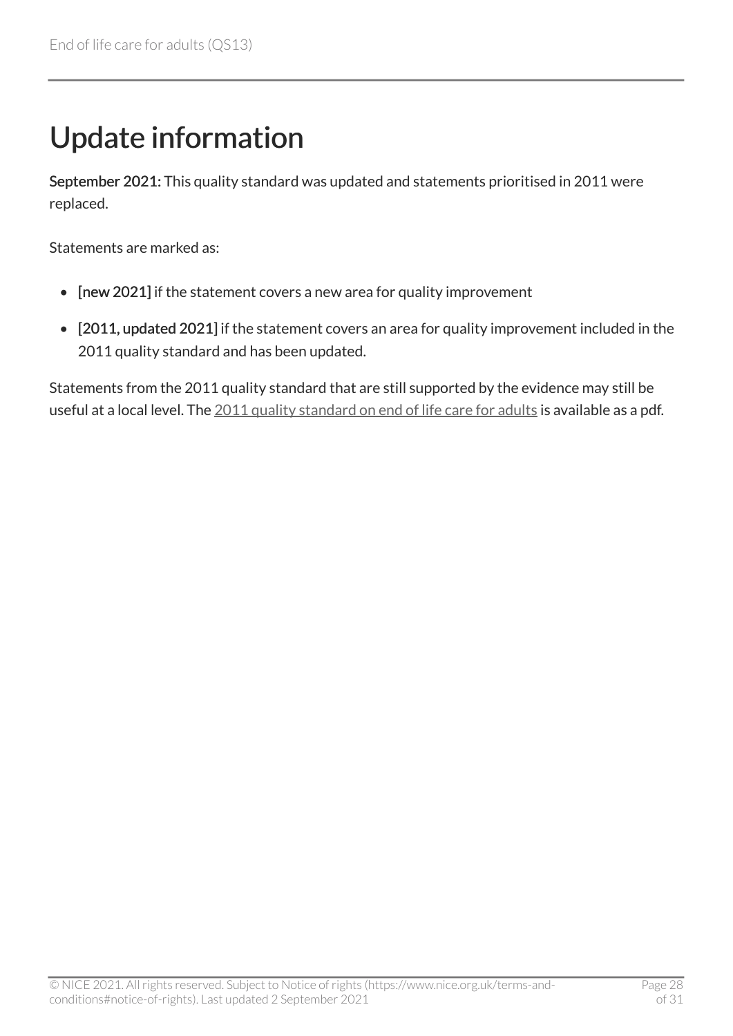# Update information

**September 2021:** This quality standard was updated and statements prioritised in 2011 were replaced.

Statements are marked as:

- **[new 2021]** if the statement covers a new area for quality improvement
- **[2011, updated 2021]** if the statement covers an area for quality improvement included in the 2011 quality standard and has been updated.

Statements from the 2011 quality standard that are still supported by the evidence may still be useful at a local level. The 2011 quality standard on end of life care for adults is available as a pdf.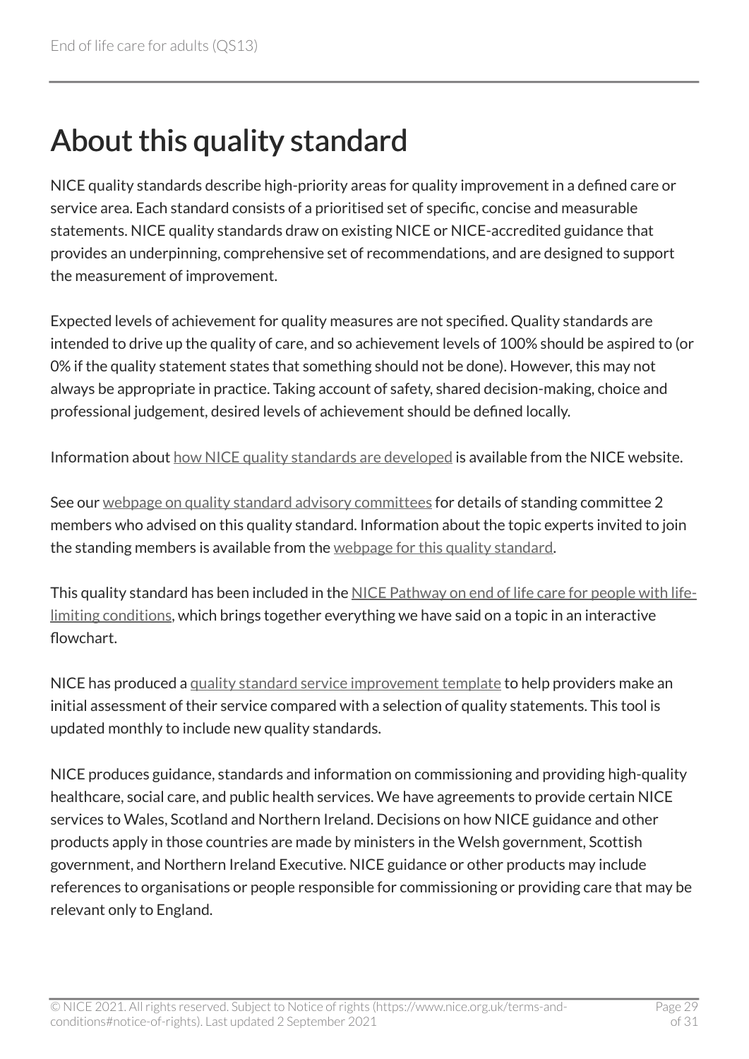# About this quality standard

NICE quality standards describe high-priority areas for quality improvement in a defined care or service area. Each standard consists of a prioritised set of specific, concise and measurable statements. NICE quality standards draw on existing NICE or NICE-accredited guidance that provides an underpinning, comprehensive set of recommendations, and are designed to support the measurement of improvement.

Expected levels of achievement for quality measures are not specified. Quality standards are intended to drive up the quality of care, and so achievement levels of 100% should be aspired to (or 0% if the quality statement states that something should not be done). However, this may not always be appropriate in practice. Taking account of safety, shared decision-making, choice and professional judgement, desired levels of achievement should be defined locally.

Information about how NICE quality standards are developed is available from the NICE website.

See our webpage on quality standard advisory committees for details of standing committee 2 members who advised on this quality standard. Information about the topic experts invited to join the standing members is available from the webpage for this quality standard.

This quality standard has been included in the NICE Pathway on end of life care for people with life-limiting conditions, which brings together everything we have said on a topic in an interactive flowchart.

NICE has produced a quality standard service improvement template to help providers make an initial assessment of their service compared with a selection of quality statements. This tool is updated monthly to include new quality standards.

NICE produces guidance, standards and information on commissioning and providing high-quality healthcare, social care, and public health services. We have agreements to provide certain NICE services to Wales, Scotland and Northern Ireland. Decisions on how NICE guidance and other products apply in those countries are made by ministers in the Welsh government, Scottish government, and Northern Ireland Executive. NICE guidance or other products may include references to organisations or people responsible for commissioning or providing care that may be relevant only to England.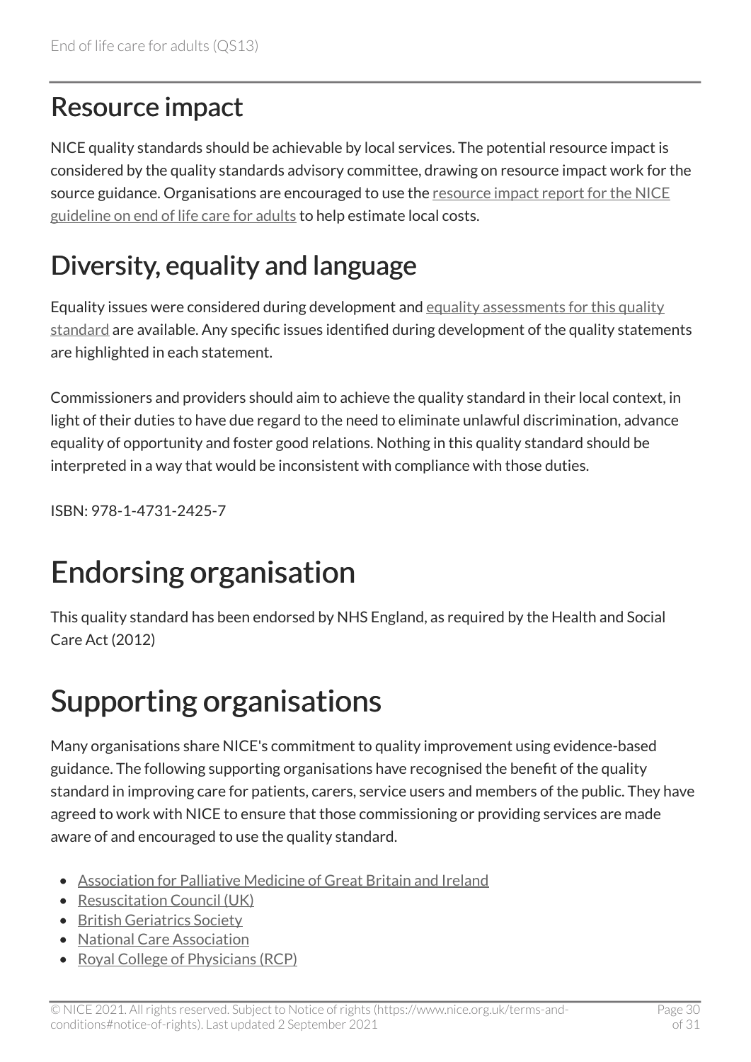## Resource impact

NICE quality standards should be achievable by local services. The potential resource impact is considered by the quality standards advisory committee, drawing on resource impact work for the source guidance. Organisations are encouraged to use the resource impact report for the NICE guideline on end of life care for adults to help estimate local costs.

## Diversity, equality and language

Equality issues were considered during development and equality assessments for this quality standard are available. Any specific issues identified during development of the quality statements are highlighted in each statement.

Commissioners and providers should aim to achieve the quality standard in their local context, in light of their duties to have due regard to the need to eliminate unlawful discrimination, advance equality of opportunity and foster good relations. Nothing in this quality standard should be interpreted in a way that would be inconsistent with compliance with those duties.

ISBN: 978-1-4731-2425-7

# Endorsing organisation

This quality standard has been endorsed by NHS England, as required by the Health and Social Care Act (2012)

# Supporting organisations

Many organisations share NICE's commitment to quality improvement using evidence-based guidance. The following supporting organisations have recognised the benefit of the quality standard in improving care for patients, carers, service users and members of the public. They have agreed to work with NICE to ensure that those commissioning or providing services are made aware of and encouraged to use the quality standard.

- Association for Palliative Medicine of Great Britain and Ireland
- Resuscitation Council (UK)
- British Geriatrics Society
- National Care Association
- Royal College of Physicians (RCP)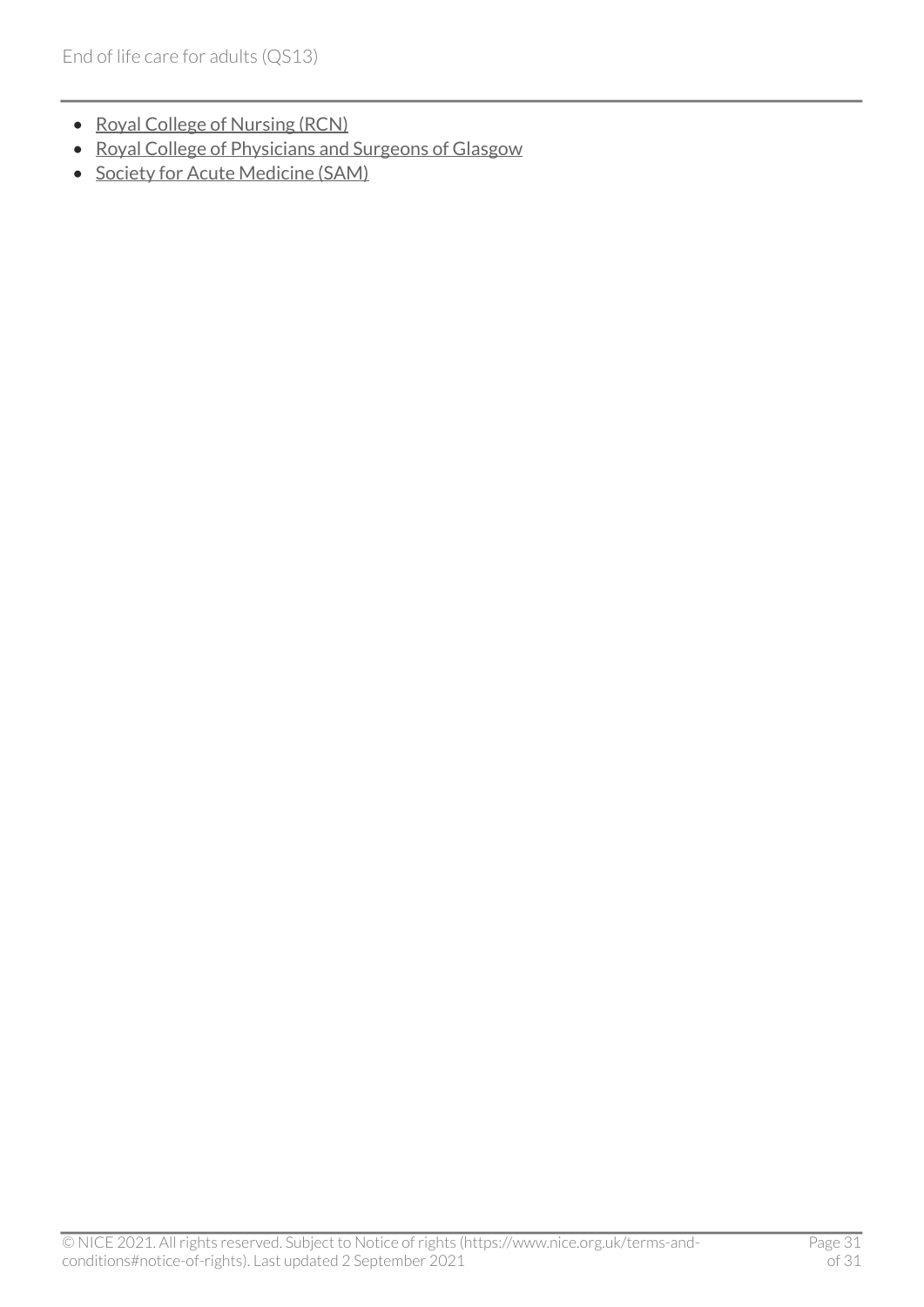- Royal College of Nursing (RCN)
- Royal College of Physicians and Surgeons of Glasgow
- Society for Acute Medicine (SAM)